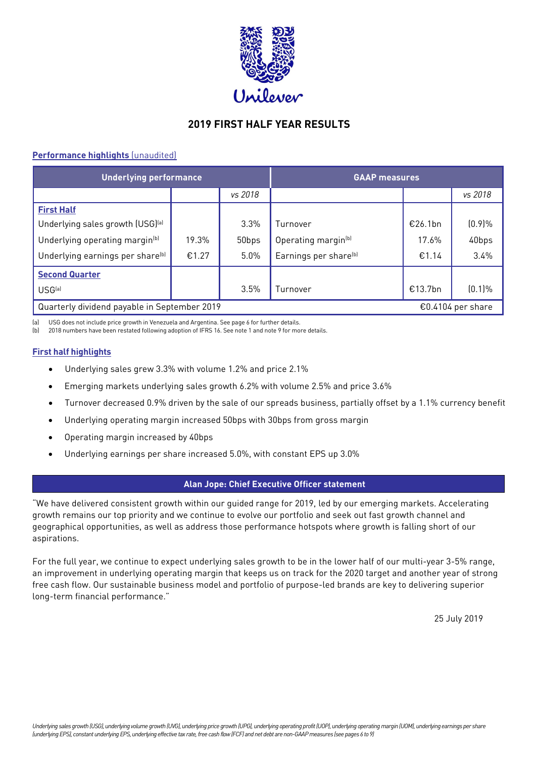# 2019 FIRST HALF YEAR RESULTS

**Performance highlights** (unaudited)

| Underlying performance | | | GAAP measures | | |
|---|---|---|---|---|---|
| | | *vs 2018* | | | *vs 2018* |
| **First Half** | | | | | |
| Underlying sales growth (USG)[a] | | 3.3% | Turnover | €26.1bn | (0.9)% |
| Underlying operating margin[b] | 19.3% | 50bps | Operating margin[b] | 17.6% | 40bps |
| Underlying earnings per share[b] | €1.27 | 5.0% | Earnings per share[b] | €1.14 | 3.4% |
| **Second Quarter** | | | | | |
| USG[a] | | 3.5% | Turnover | €13.7bn | (0.1)% |
| Quarterly dividend payable in September 2019 | | | | €0.4104 per share | |

(a) USG does not include price growth in Venezuela and Argentina. See page 6 for further details.
(b) 2018 numbers have been restated following adoption of IFRS 16. See note 1 and note 9 for more details.

**First half highlights**

- Underlying sales grew 3.3% with volume 1.2% and price 2.1%
- Emerging markets underlying sales growth 6.2% with volume 2.5% and price 3.6%
- Turnover decreased 0.9% driven by the sale of our spreads business, partially offset by a 1.1% currency benefit
- Underlying operating margin increased 50bps with 30bps from gross margin
- Operating margin increased by 40bps
- Underlying earnings per share increased 5.0%, with constant EPS up 3.0%

## Alan Jope: Chief Executive Officer statement

"We have delivered consistent growth within our guided range for 2019, led by our emerging markets. Accelerating growth remains our top priority and we continue to evolve our portfolio and seek out fast growth channel and geographical opportunities, as well as address those performance hotspots where growth is falling short of our aspirations.

For the full year, we continue to expect underlying sales growth to be in the lower half of our multi-year 3-5% range, an improvement in underlying operating margin that keeps us on track for the 2020 target and another year of strong free cash flow. Our sustainable business model and portfolio of purpose-led brands are key to delivering superior long-term financial performance."

25 July 2019

*Underlying sales growth (USG), underlying volume growth (UVG), underlying price growth (UPG), underlying operating profit (UOP), underlying operating margin (UOM), underlying earnings per share (underlying EPS), constant underlying EPS, underlying effective tax rate, free cash flow (FCF) and net debt are non-GAAP measures (see pages 6 to 9)*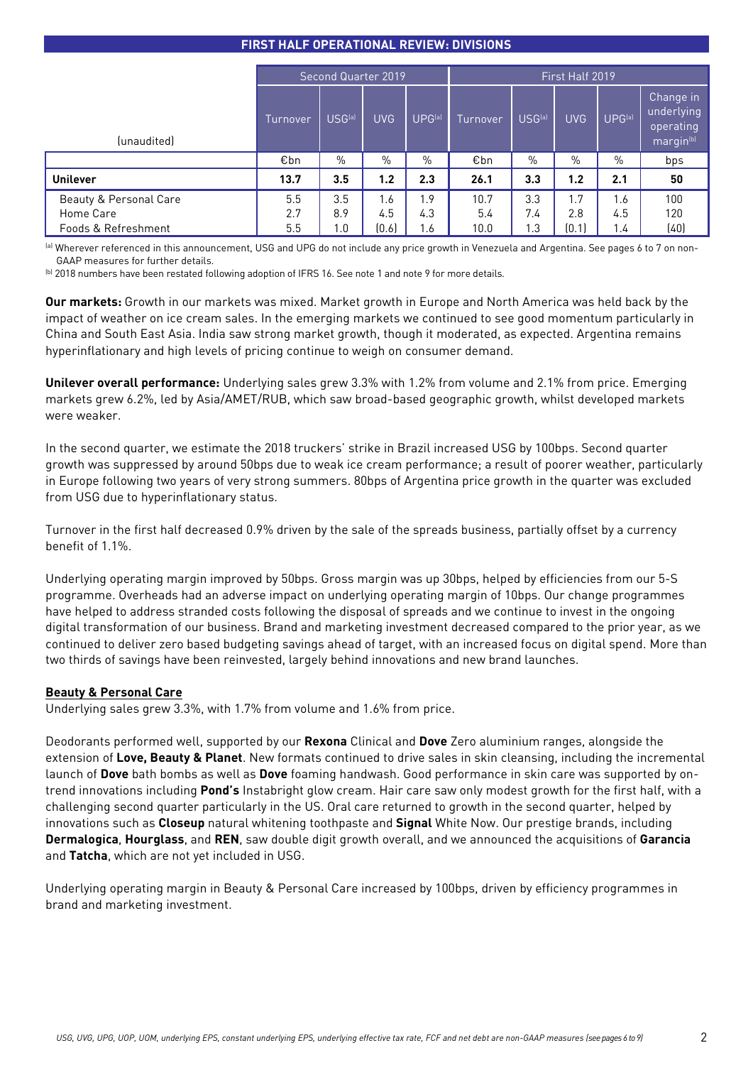## FIRST HALF OPERATIONAL REVIEW: DIVISIONS

| (unaudited) | Second Quarter 2019 | | | | First Half 2019 | | | | |
|---|---|---|---|---|---|---|---|---|---|
| | Turnover | USG[a] | UVG | UPG[a] | Turnover | USG[a] | UVG | UPG[a] | Change in underlying operating margin[b] |
| | €bn | % | % | % | €bn | % | % | % | bps |
| **Unilever** | **13.7** | **3.5** | **1.2** | **2.3** | **26.1** | **3.3** | **1.2** | **2.1** | **50** |
| Beauty & Personal Care | 5.5 | 3.5 | 1.6 | 1.9 | 10.7 | 3.3 | 1.7 | 1.6 | 100 |
| Home Care | 2.7 | 8.9 | 4.5 | 4.3 | 5.4 | 7.4 | 2.8 | 4.5 | 120 |
| Foods & Refreshment | 5.5 | 1.0 | (0.6) | 1.6 | 10.0 | 1.3 | (0.1) | 1.4 | (40) |

[a] Wherever referenced in this announcement, USG and UPG do not include any price growth in Venezuela and Argentina. See pages 6 to 7 on non-GAAP measures for further details.

[b] 2018 numbers have been restated following adoption of IFRS 16. See note 1 and note 9 for more details.

**Our markets:** Growth in our markets was mixed. Market growth in Europe and North America was held back by the impact of weather on ice cream sales. In the emerging markets we continued to see good momentum particularly in China and South East Asia. India saw strong market growth, though it moderated, as expected. Argentina remains hyperinflationary and high levels of pricing continue to weigh on consumer demand.

**Unilever overall performance:** Underlying sales grew 3.3% with 1.2% from volume and 2.1% from price. Emerging markets grew 6.2%, led by Asia/AMET/RUB, which saw broad-based geographic growth, whilst developed markets were weaker.

In the second quarter, we estimate the 2018 truckers' strike in Brazil increased USG by 100bps. Second quarter growth was suppressed by around 50bps due to weak ice cream performance; a result of poorer weather, particularly in Europe following two years of very strong summers. 80bps of Argentina price growth in the quarter was excluded from USG due to hyperinflationary status.

Turnover in the first half decreased 0.9% driven by the sale of the spreads business, partially offset by a currency benefit of 1.1%.

Underlying operating margin improved by 50bps. Gross margin was up 30bps, helped by efficiencies from our 5-S programme. Overheads had an adverse impact on underlying operating margin of 10bps. Our change programmes have helped to address stranded costs following the disposal of spreads and we continue to invest in the ongoing digital transformation of our business. Brand and marketing investment decreased compared to the prior year, as we continued to deliver zero based budgeting savings ahead of target, with an increased focus on digital spend. More than two thirds of savings have been reinvested, largely behind innovations and new brand launches.

### Beauty & Personal Care

Underlying sales grew 3.3%, with 1.7% from volume and 1.6% from price.

Deodorants performed well, supported by our **Rexona** Clinical and **Dove** Zero aluminium ranges, alongside the extension of **Love, Beauty & Planet**. New formats continued to drive sales in skin cleansing, including the incremental launch of **Dove** bath bombs as well as **Dove** foaming handwash. Good performance in skin care was supported by on-trend innovations including **Pond's** Instabright glow cream. Hair care saw only modest growth for the first half, with a challenging second quarter particularly in the US. Oral care returned to growth in the second quarter, helped by innovations such as **Closeup** natural whitening toothpaste and **Signal** White Now. Our prestige brands, including **Dermalogica**, **Hourglass**, and **REN**, saw double digit growth overall, and we announced the acquisitions of **Garancia** and **Tatcha**, which are not yet included in USG.

Underlying operating margin in Beauty & Personal Care increased by 100bps, driven by efficiency programmes in brand and marketing investment.

*USG, UVG, UPG, UOP, UOM, underlying EPS, constant underlying EPS, underlying effective tax rate, FCF and net debt are non-GAAP measures (see pages 6 to 9)*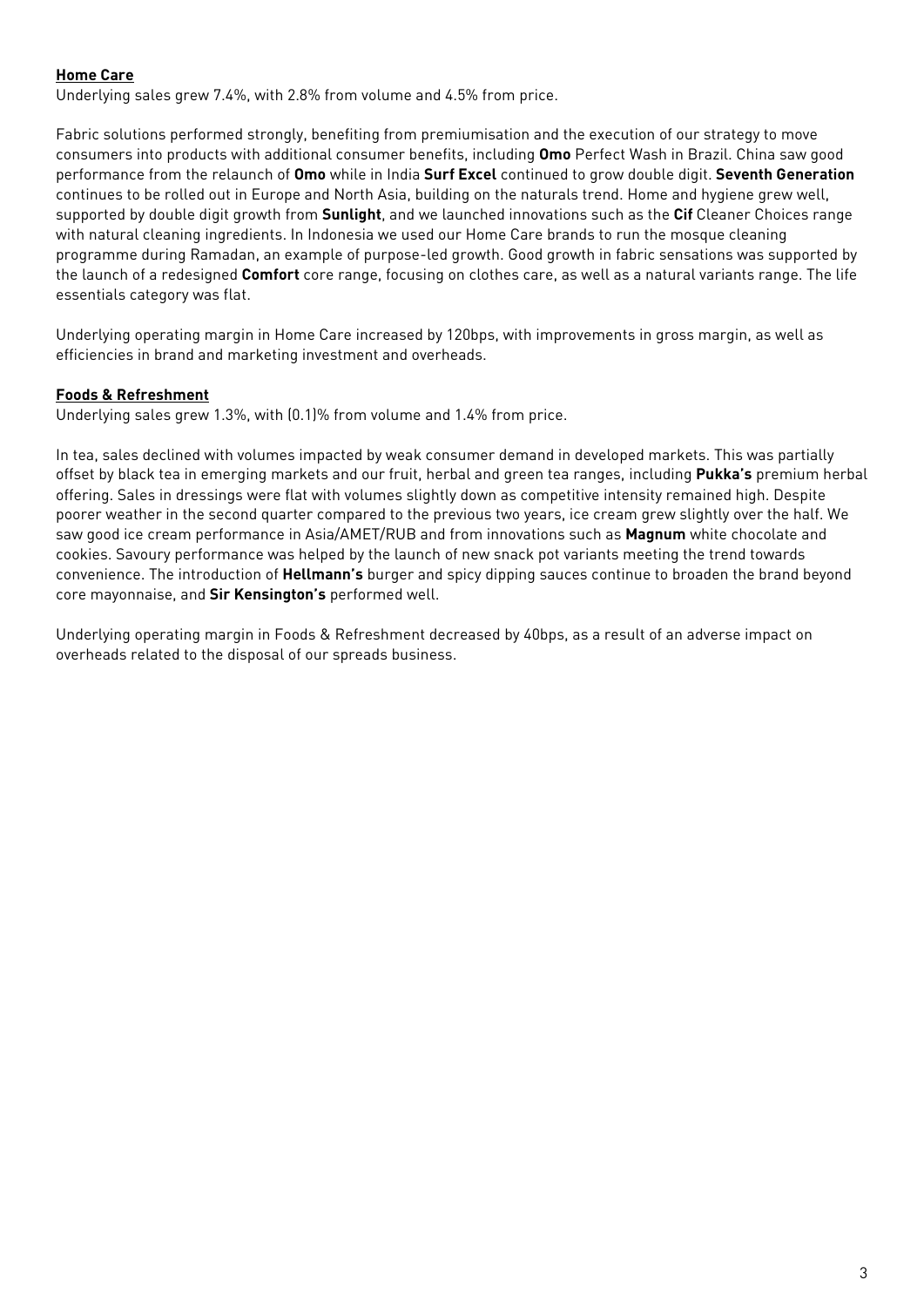**Home Care**

Underlying sales grew 7.4%, with 2.8% from volume and 4.5% from price.

Fabric solutions performed strongly, benefiting from premiumisation and the execution of our strategy to move consumers into products with additional consumer benefits, including **Omo** Perfect Wash in Brazil. China saw good performance from the relaunch of **Omo** while in India **Surf Excel** continued to grow double digit. **Seventh Generation** continues to be rolled out in Europe and North Asia, building on the naturals trend. Home and hygiene grew well, supported by double digit growth from **Sunlight**, and we launched innovations such as the **Cif** Cleaner Choices range with natural cleaning ingredients. In Indonesia we used our Home Care brands to run the mosque cleaning programme during Ramadan, an example of purpose-led growth. Good growth in fabric sensations was supported by the launch of a redesigned **Comfort** core range, focusing on clothes care, as well as a natural variants range. The life essentials category was flat.

Underlying operating margin in Home Care increased by 120bps, with improvements in gross margin, as well as efficiencies in brand and marketing investment and overheads.

**Foods & Refreshment**

Underlying sales grew 1.3%, with (0.1)% from volume and 1.4% from price.

In tea, sales declined with volumes impacted by weak consumer demand in developed markets. This was partially offset by black tea in emerging markets and our fruit, herbal and green tea ranges, including **Pukka's** premium herbal offering. Sales in dressings were flat with volumes slightly down as competitive intensity remained high. Despite poorer weather in the second quarter compared to the previous two years, ice cream grew slightly over the half. We saw good ice cream performance in Asia/AMET/RUB and from innovations such as **Magnum** white chocolate and cookies. Savoury performance was helped by the launch of new snack pot variants meeting the trend towards convenience. The introduction of **Hellmann's** burger and spicy dipping sauces continue to broaden the brand beyond core mayonnaise, and **Sir Kensington's** performed well.

Underlying operating margin in Foods & Refreshment decreased by 40bps, as a result of an adverse impact on overheads related to the disposal of our spreads business.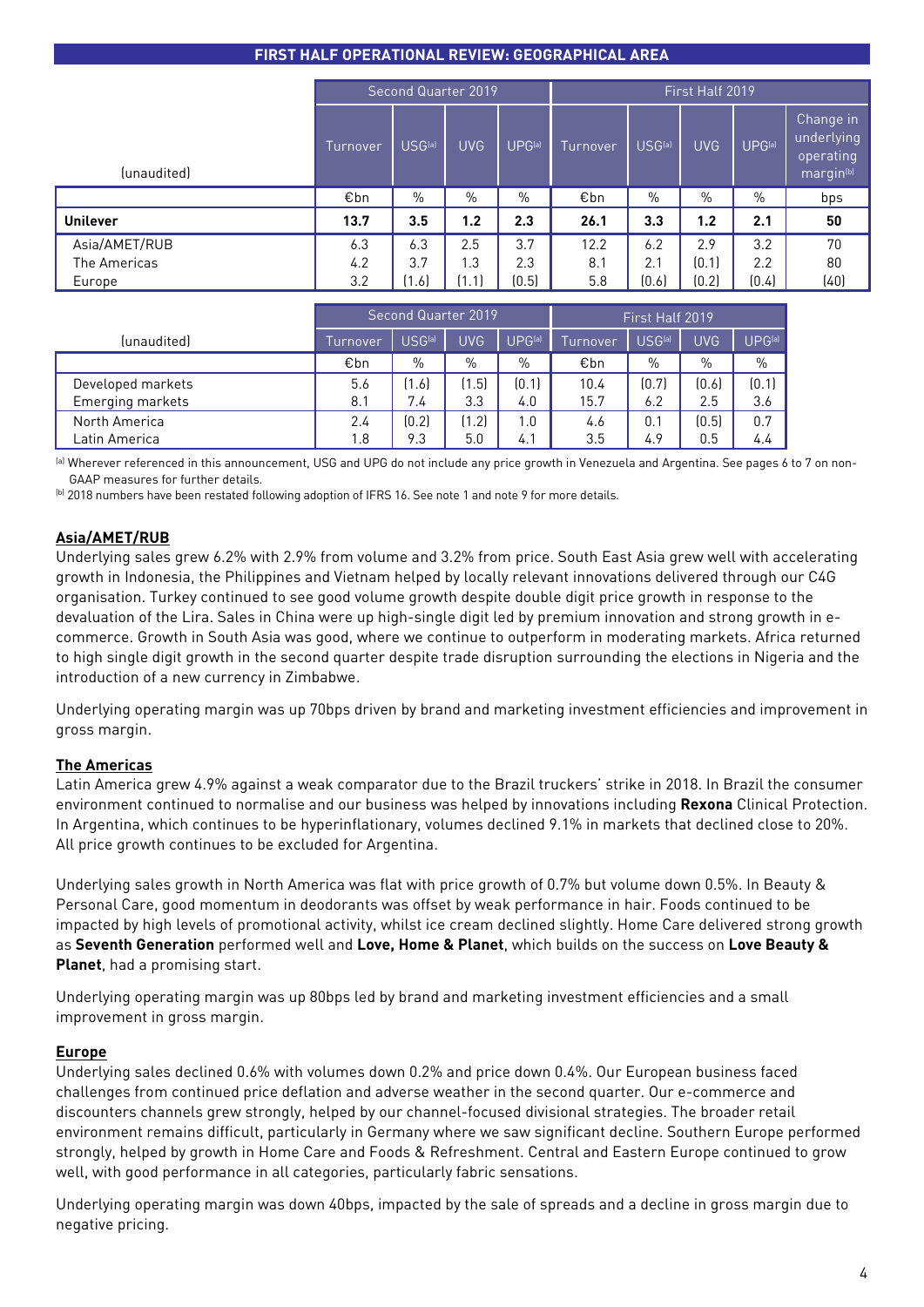## FIRST HALF OPERATIONAL REVIEW: GEOGRAPHICAL AREA

| (unaudited) | Second Quarter 2019 | | | | First Half 2019 | | | | |
|---|---|---|---|---|---|---|---|---|---|
| | Turnover | USG[a] | UVG | UPG[a] | Turnover | USG[a] | UVG | UPG[a] | Change in underlying operating margin[b] |
| | €bn | % | % | % | €bn | % | % | % | bps |
| **Unilever** | **13.7** | **3.5** | **1.2** | **2.3** | **26.1** | **3.3** | **1.2** | **2.1** | **50** |
| Asia/AMET/RUB | 6.3 | 6.3 | 2.5 | 3.7 | 12.2 | 6.2 | 2.9 | 3.2 | 70 |
| The Americas | 4.2 | 3.7 | 1.3 | 2.3 | 8.1 | 2.1 | (0.1) | 2.2 | 80 |
| Europe | 3.2 | (1.6) | (1.1) | (0.5) | 5.8 | (0.6) | (0.2) | (0.4) | (40) |

| (unaudited) | Second Quarter 2019 | | | | First Half 2019 | | | |
|---|---|---|---|---|---|---|---|---|
| | Turnover | USG[a] | UVG | UPG[a] | Turnover | USG[a] | UVG | UPG[a] |
| | €bn | % | % | % | €bn | % | % | % |
| Developed markets | 5.6 | (1.6) | (1.5) | (0.1) | 10.4 | (0.7) | (0.6) | (0.1) |
| Emerging markets | 8.1 | 7.4 | 3.3 | 4.0 | 15.7 | 6.2 | 2.5 | 3.6 |
| North America | 2.4 | (0.2) | (1.2) | 1.0 | 4.6 | 0.1 | (0.5) | 0.7 |
| Latin America | 1.8 | 9.3 | 5.0 | 4.1 | 3.5 | 4.9 | 0.5 | 4.4 |

[a] Wherever referenced in this announcement, USG and UPG do not include any price growth in Venezuela and Argentina. See pages 6 to 7 on non-GAAP measures for further details.
[b] 2018 numbers have been restated following adoption of IFRS 16. See note 1 and note 9 for more details.

### Asia/AMET/RUB

Underlying sales grew 6.2% with 2.9% from volume and 3.2% from price. South East Asia grew well with accelerating growth in Indonesia, the Philippines and Vietnam helped by locally relevant innovations delivered through our C4G organisation. Turkey continued to see good volume growth despite double digit price growth in response to the devaluation of the Lira. Sales in China were up high-single digit led by premium innovation and strong growth in e-commerce. Growth in South Asia was good, where we continue to outperform in moderating markets. Africa returned to high single digit growth in the second quarter despite trade disruption surrounding the elections in Nigeria and the introduction of a new currency in Zimbabwe.

Underlying operating margin was up 70bps driven by brand and marketing investment efficiencies and improvement in gross margin.

### The Americas

Latin America grew 4.9% against a weak comparator due to the Brazil truckers' strike in 2018. In Brazil the consumer environment continued to normalise and our business was helped by innovations including **Rexona** Clinical Protection. In Argentina, which continues to be hyperinflationary, volumes declined 9.1% in markets that declined close to 20%. All price growth continues to be excluded for Argentina.

Underlying sales growth in North America was flat with price growth of 0.7% but volume down 0.5%. In Beauty & Personal Care, good momentum in deodorants was offset by weak performance in hair. Foods continued to be impacted by high levels of promotional activity, whilst ice cream declined slightly. Home Care delivered strong growth as **Seventh Generation** performed well and **Love, Home & Planet**, which builds on the success on **Love Beauty & Planet**, had a promising start.

Underlying operating margin was up 80bps led by brand and marketing investment efficiencies and a small improvement in gross margin.

### Europe

Underlying sales declined 0.6% with volumes down 0.2% and price down 0.4%. Our European business faced challenges from continued price deflation and adverse weather in the second quarter. Our e-commerce and discounters channels grew strongly, helped by our channel-focused divisional strategies. The broader retail environment remains difficult, particularly in Germany where we saw significant decline. Southern Europe performed strongly, helped by growth in Home Care and Foods & Refreshment. Central and Eastern Europe continued to grow well, with good performance in all categories, particularly fabric sensations.

Underlying operating margin was down 40bps, impacted by the sale of spreads and a decline in gross margin due to negative pricing.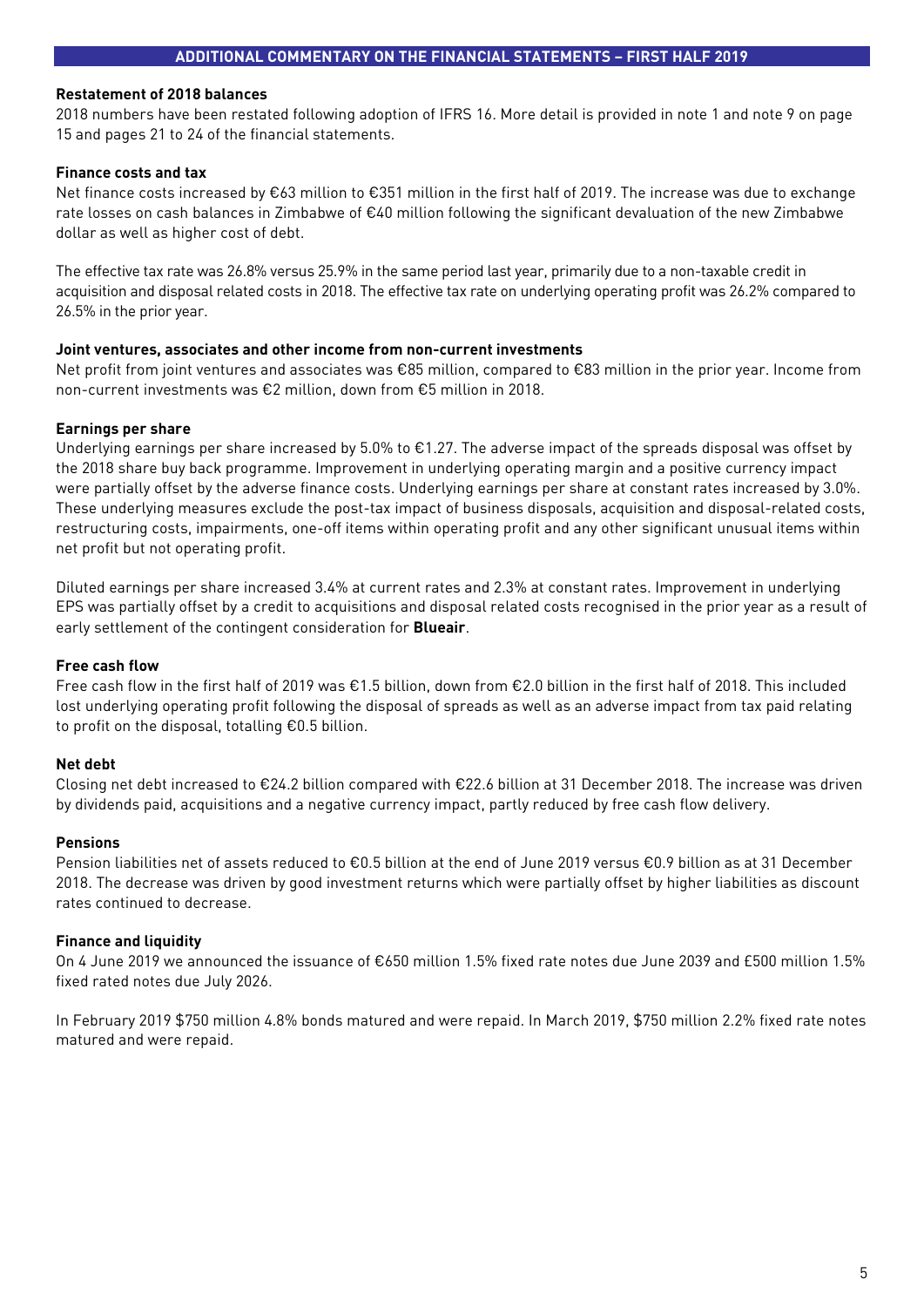## ADDITIONAL COMMENTARY ON THE FINANCIAL STATEMENTS – FIRST HALF 2019

### Restatement of 2018 balances

2018 numbers have been restated following adoption of IFRS 16. More detail is provided in note 1 and note 9 on page 15 and pages 21 to 24 of the financial statements.

### Finance costs and tax

Net finance costs increased by €63 million to €351 million in the first half of 2019. The increase was due to exchange rate losses on cash balances in Zimbabwe of €40 million following the significant devaluation of the new Zimbabwe dollar as well as higher cost of debt.

The effective tax rate was 26.8% versus 25.9% in the same period last year, primarily due to a non-taxable credit in acquisition and disposal related costs in 2018. The effective tax rate on underlying operating profit was 26.2% compared to 26.5% in the prior year.

### Joint ventures, associates and other income from non-current investments

Net profit from joint ventures and associates was €85 million, compared to €83 million in the prior year. Income from non-current investments was €2 million, down from €5 million in 2018.

### Earnings per share

Underlying earnings per share increased by 5.0% to €1.27. The adverse impact of the spreads disposal was offset by the 2018 share buy back programme. Improvement in underlying operating margin and a positive currency impact were partially offset by the adverse finance costs. Underlying earnings per share at constant rates increased by 3.0%. These underlying measures exclude the post-tax impact of business disposals, acquisition and disposal-related costs, restructuring costs, impairments, one-off items within operating profit and any other significant unusual items within net profit but not operating profit.

Diluted earnings per share increased 3.4% at current rates and 2.3% at constant rates. Improvement in underlying EPS was partially offset by a credit to acquisitions and disposal related costs recognised in the prior year as a result of early settlement of the contingent consideration for **Blueair**.

### Free cash flow

Free cash flow in the first half of 2019 was €1.5 billion, down from €2.0 billion in the first half of 2018. This included lost underlying operating profit following the disposal of spreads as well as an adverse impact from tax paid relating to profit on the disposal, totalling €0.5 billion.

### Net debt

Closing net debt increased to €24.2 billion compared with €22.6 billion at 31 December 2018. The increase was driven by dividends paid, acquisitions and a negative currency impact, partly reduced by free cash flow delivery.

### Pensions

Pension liabilities net of assets reduced to €0.5 billion at the end of June 2019 versus €0.9 billion as at 31 December 2018. The decrease was driven by good investment returns which were partially offset by higher liabilities as discount rates continued to decrease.

### Finance and liquidity

On 4 June 2019 we announced the issuance of €650 million 1.5% fixed rate notes due June 2039 and £500 million 1.5% fixed rated notes due July 2026.

In February 2019 $750 million 4.8% bonds matured and were repaid. In March 2019, $750 million 2.2% fixed rate notes matured and were repaid.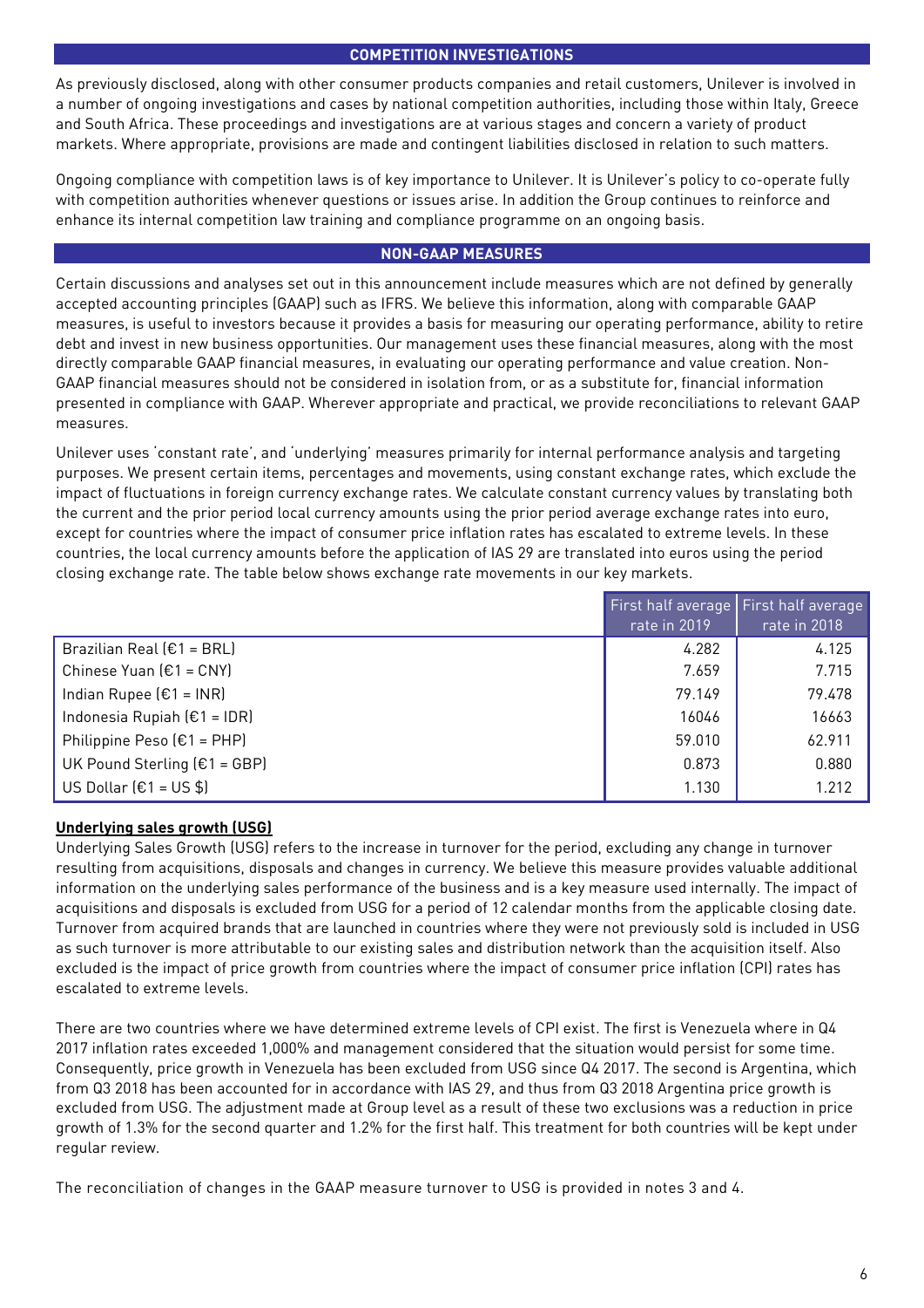## COMPETITION INVESTIGATIONS

As previously disclosed, along with other consumer products companies and retail customers, Unilever is involved in a number of ongoing investigations and cases by national competition authorities, including those within Italy, Greece and South Africa. These proceedings and investigations are at various stages and concern a variety of product markets. Where appropriate, provisions are made and contingent liabilities disclosed in relation to such matters.

Ongoing compliance with competition laws is of key importance to Unilever. It is Unilever's policy to co-operate fully with competition authorities whenever questions or issues arise. In addition the Group continues to reinforce and enhance its internal competition law training and compliance programme on an ongoing basis.

## NON-GAAP MEASURES

Certain discussions and analyses set out in this announcement include measures which are not defined by generally accepted accounting principles (GAAP) such as IFRS. We believe this information, along with comparable GAAP measures, is useful to investors because it provides a basis for measuring our operating performance, ability to retire debt and invest in new business opportunities. Our management uses these financial measures, along with the most directly comparable GAAP financial measures, in evaluating our operating performance and value creation. Non-GAAP financial measures should not be considered in isolation from, or as a substitute for, financial information presented in compliance with GAAP. Wherever appropriate and practical, we provide reconciliations to relevant GAAP measures.

Unilever uses 'constant rate', and 'underlying' measures primarily for internal performance analysis and targeting purposes. We present certain items, percentages and movements, using constant exchange rates, which exclude the impact of fluctuations in foreign currency exchange rates. We calculate constant currency values by translating both the current and the prior period local currency amounts using the prior period average exchange rates into euro, except for countries where the impact of consumer price inflation rates has escalated to extreme levels. In these countries, the local currency amounts before the application of IAS 29 are translated into euros using the period closing exchange rate. The table below shows exchange rate movements in our key markets.

| | First half average rate in 2019 | First half average rate in 2018 |
|---|---|---|
| Brazilian Real (€1 = BRL) | 4.282 | 4.125 |
| Chinese Yuan (€1 = CNY) | 7.659 | 7.715 |
| Indian Rupee (€1 = INR) | 79.149 | 79.478 |
| Indonesia Rupiah (€1 = IDR) | 16046 | 16663 |
| Philippine Peso (€1 = PHP) | 59.010 | 62.911 |
| UK Pound Sterling (€1 = GBP) | 0.873 | 0.880 |
| US Dollar (€1 = US $) | 1.130 | 1.212 |

### Underlying sales growth (USG)

Underlying Sales Growth (USG) refers to the increase in turnover for the period, excluding any change in turnover resulting from acquisitions, disposals and changes in currency. We believe this measure provides valuable additional information on the underlying sales performance of the business and is a key measure used internally. The impact of acquisitions and disposals is excluded from USG for a period of 12 calendar months from the applicable closing date. Turnover from acquired brands that are launched in countries where they were not previously sold is included in USG as such turnover is more attributable to our existing sales and distribution network than the acquisition itself. Also excluded is the impact of price growth from countries where the impact of consumer price inflation (CPI) rates has escalated to extreme levels.

There are two countries where we have determined extreme levels of CPI exist. The first is Venezuela where in Q4 2017 inflation rates exceeded 1,000% and management considered that the situation would persist for some time. Consequently, price growth in Venezuela has been excluded from USG since Q4 2017. The second is Argentina, which from Q3 2018 has been accounted for in accordance with IAS 29, and thus from Q3 2018 Argentina price growth is excluded from USG. The adjustment made at Group level as a result of these two exclusions was a reduction in price growth of 1.3% for the second quarter and 1.2% for the first half. This treatment for both countries will be kept under regular review.

The reconciliation of changes in the GAAP measure turnover to USG is provided in notes 3 and 4.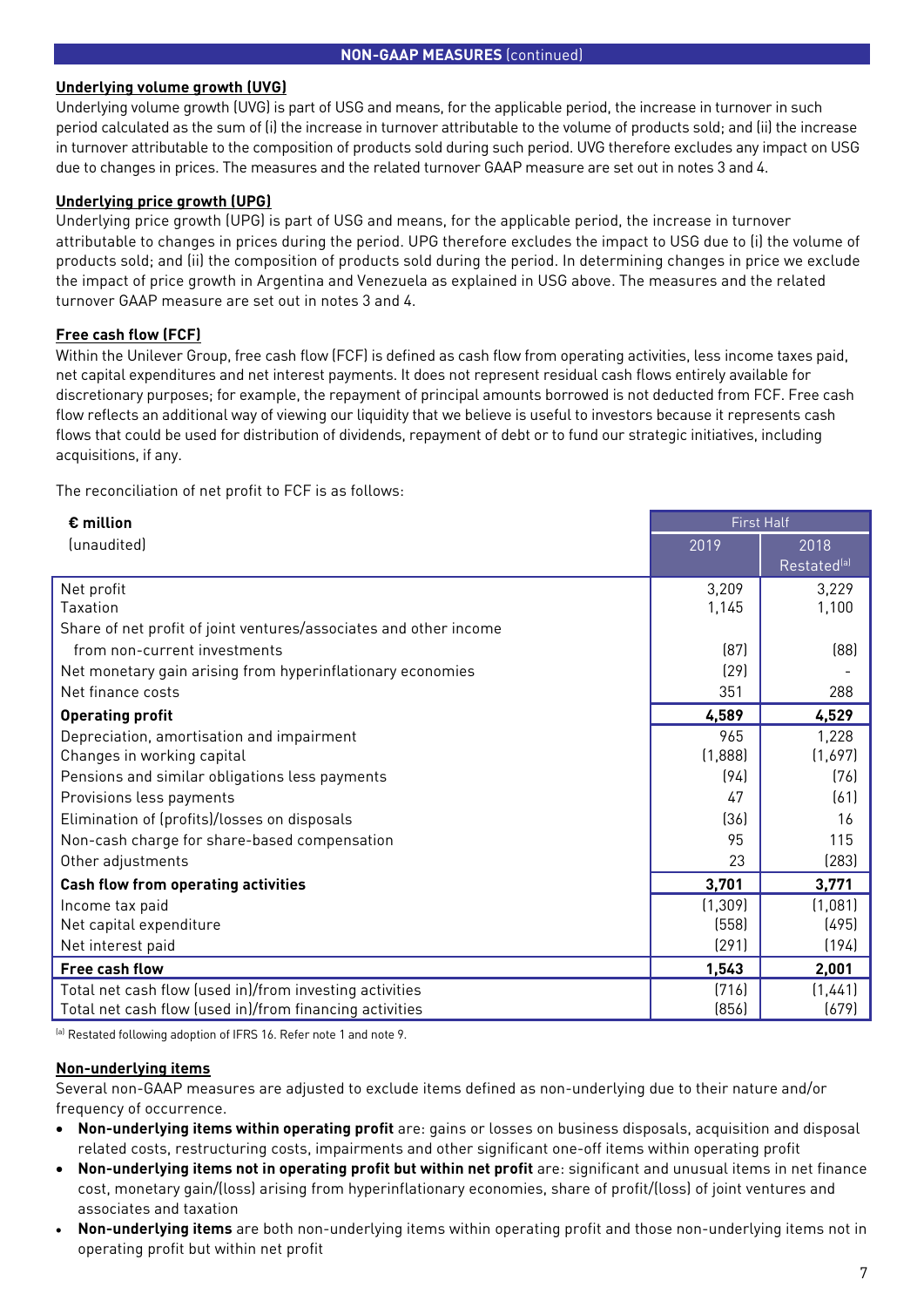**NON-GAAP MEASURES** (continued)

**Underlying volume growth (UVG)**

Underlying volume growth (UVG) is part of USG and means, for the applicable period, the increase in turnover in such period calculated as the sum of (i) the increase in turnover attributable to the volume of products sold; and (ii) the increase in turnover attributable to the composition of products sold during such period. UVG therefore excludes any impact on USG due to changes in prices. The measures and the related turnover GAAP measure are set out in notes 3 and 4.

**Underlying price growth (UPG)**

Underlying price growth (UPG) is part of USG and means, for the applicable period, the increase in turnover attributable to changes in prices during the period. UPG therefore excludes the impact to USG due to (i) the volume of products sold; and (ii) the composition of products sold during the period. In determining changes in price we exclude the impact of price growth in Argentina and Venezuela as explained in USG above. The measures and the related turnover GAAP measure are set out in notes 3 and 4.

**Free cash flow (FCF)**

Within the Unilever Group, free cash flow (FCF) is defined as cash flow from operating activities, less income taxes paid, net capital expenditures and net interest payments. It does not represent residual cash flows entirely available for discretionary purposes; for example, the repayment of principal amounts borrowed is not deducted from FCF. Free cash flow reflects an additional way of viewing our liquidity that we believe is useful to investors because it represents cash flows that could be used for distribution of dividends, repayment of debt or to fund our strategic initiatives, including acquisitions, if any.

The reconciliation of net profit to FCF is as follows:

| **€ million** (unaudited) | First Half | |
|---|---|---|
| | 2019 | 2018 Restated[a] |
| Net profit | 3,209 | 3,229 |
| Taxation | 1,145 | 1,100 |
| Share of net profit of joint ventures/associates and other income from non-current investments | (87) | (88) |
| Net monetary gain arising from hyperinflationary economies | (29) | - |
| Net finance costs | 351 | 288 |
| **Operating profit** | **4,589** | **4,529** |
| Depreciation, amortisation and impairment | 965 | 1,228 |
| Changes in working capital | (1,888) | (1,697) |
| Pensions and similar obligations less payments | (94) | (76) |
| Provisions less payments | 47 | (61) |
| Elimination of (profits)/losses on disposals | (36) | 16 |
| Non-cash charge for share-based compensation | 95 | 115 |
| Other adjustments | 23 | (283) |
| **Cash flow from operating activities** | **3,701** | **3,771** |
| Income tax paid | (1,309) | (1,081) |
| Net capital expenditure | (558) | (495) |
| Net interest paid | (291) | (194) |
| **Free cash flow** | **1,543** | **2,001** |
| Total net cash flow (used in)/from investing activities | (716) | (1,441) |
| Total net cash flow (used in)/from financing activities | (856) | (679) |

[a] Restated following adoption of IFRS 16. Refer note 1 and note 9.

**Non-underlying items**

Several non-GAAP measures are adjusted to exclude items defined as non-underlying due to their nature and/or frequency of occurrence.

- **Non-underlying items within operating profit** are: gains or losses on business disposals, acquisition and disposal related costs, restructuring costs, impairments and other significant one-off items within operating profit
- **Non-underlying items not in operating profit but within net profit** are: significant and unusual items in net finance cost, monetary gain/(loss) arising from hyperinflationary economies, share of profit/(loss) of joint ventures and associates and taxation
- **Non-underlying items** are both non-underlying items within operating profit and those non-underlying items not in operating profit but within net profit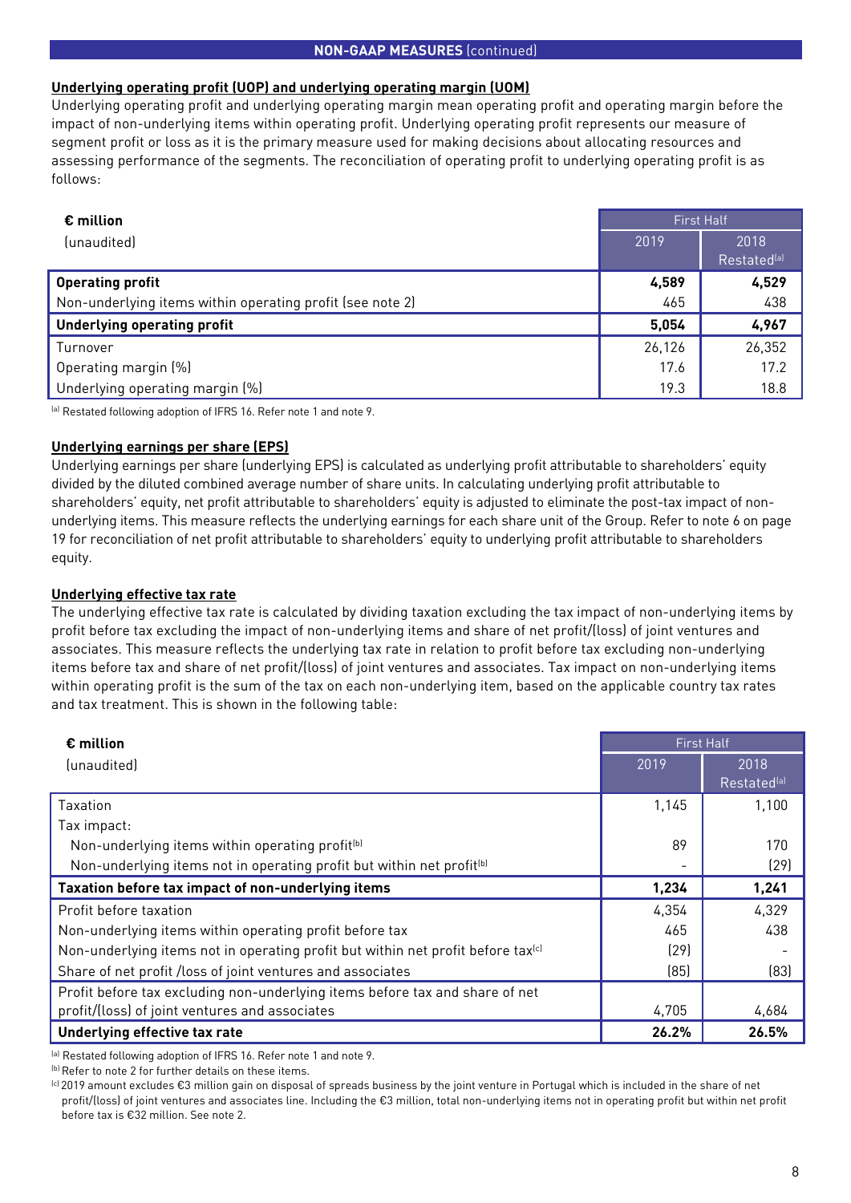## NON-GAAP MEASURES (continued)

**Underlying operating profit (UOP) and underlying operating margin (UOM)**

Underlying operating profit and underlying operating margin mean operating profit and operating margin before the impact of non-underlying items within operating profit. Underlying operating profit represents our measure of segment profit or loss as it is the primary measure used for making decisions about allocating resources and assessing performance of the segments. The reconciliation of operating profit to underlying operating profit is as follows:

| **€ million** (unaudited) | First Half | |
|---|---|---|
| | 2019 | 2018 Restated[a] |
| **Operating profit** | **4,589** | **4,529** |
| Non-underlying items within operating profit (see note 2) | 465 | 438 |
| **Underlying operating profit** | **5,054** | **4,967** |
| Turnover | 26,126 | 26,352 |
| Operating margin (%) | 17.6 | 17.2 |
| Underlying operating margin (%) | 19.3 | 18.8 |

[a] Restated following adoption of IFRS 16. Refer note 1 and note 9.

**Underlying earnings per share (EPS)**

Underlying earnings per share (underlying EPS) is calculated as underlying profit attributable to shareholders' equity divided by the diluted combined average number of share units. In calculating underlying profit attributable to shareholders' equity, net profit attributable to shareholders' equity is adjusted to eliminate the post-tax impact of non-underlying items. This measure reflects the underlying earnings for each share unit of the Group. Refer to note 6 on page 19 for reconciliation of net profit attributable to shareholders' equity to underlying profit attributable to shareholders equity.

**Underlying effective tax rate**

The underlying effective tax rate is calculated by dividing taxation excluding the tax impact of non-underlying items by profit before tax excluding the impact of non-underlying items and share of net profit/(loss) of joint ventures and associates. This measure reflects the underlying tax rate in relation to profit before tax excluding non-underlying items before tax and share of net profit/(loss) of joint ventures and associates. Tax impact on non-underlying items within operating profit is the sum of the tax on each non-underlying item, based on the applicable country tax rates and tax treatment. This is shown in the following table:

| **€ million** (unaudited) | First Half | |
|---|---|---|
| | 2019 | 2018 Restated[a] |
| Taxation | 1,145 | 1,100 |
| Tax impact: | | |
| Non-underlying items within operating profit[b] | 89 | 170 |
| Non-underlying items not in operating profit but within net profit[b] | - | (29) |
| **Taxation before tax impact of non-underlying items** | **1,234** | **1,241** |
| Profit before taxation | 4,354 | 4,329 |
| Non-underlying items within operating profit before tax | 465 | 438 |
| Non-underlying items not in operating profit but within net profit before tax[c] | (29) | - |
| Share of net profit /loss of joint ventures and associates | (85) | (83) |
| Profit before tax excluding non-underlying items before tax and share of net profit/(loss) of joint ventures and associates | 4,705 | 4,684 |
| **Underlying effective tax rate** | **26.2%** | **26.5%** |

[a] Restated following adoption of IFRS 16. Refer note 1 and note 9.

[b] Refer to note 2 for further details on these items.

[c] 2019 amount excludes €3 million gain on disposal of spreads business by the joint venture in Portugal which is included in the share of net profit/(loss) of joint ventures and associates line. Including the €3 million, total non-underlying items not in operating profit but within net profit before tax is €32 million. See note 2.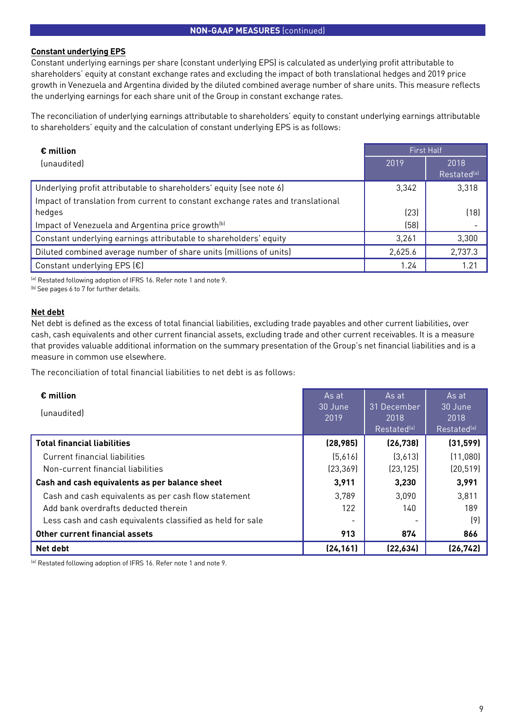**NON-GAAP MEASURES** (continued)

## Constant underlying EPS

Constant underlying earnings per share (constant underlying EPS) is calculated as underlying profit attributable to shareholders' equity at constant exchange rates and excluding the impact of both translational hedges and 2019 price growth in Venezuela and Argentina divided by the diluted combined average number of share units. This measure reflects the underlying earnings for each share unit of the Group in constant exchange rates.

The reconciliation of underlying earnings attributable to shareholders' equity to constant underlying earnings attributable to shareholders' equity and the calculation of constant underlying EPS is as follows:

| **€ million** (unaudited) | First Half | |
|---|---|---|
| | 2019 | 2018 Restated[a] |
| Underlying profit attributable to shareholders' equity (see note 6) | 3,342 | 3,318 |
| Impact of translation from current to constant exchange rates and translational hedges | (23) | (18) |
| Impact of Venezuela and Argentina price growth[b] | (58) | - |
| Constant underlying earnings attributable to shareholders' equity | 3,261 | 3,300 |
| Diluted combined average number of share units (millions of units) | 2,625.6 | 2,737.3 |
| Constant underlying EPS (€) | 1.24 | 1.21 |

[a] Restated following adoption of IFRS 16. Refer note 1 and note 9.
[b] See pages 6 to 7 for further details.

## Net debt

Net debt is defined as the excess of total financial liabilities, excluding trade payables and other current liabilities, over cash, cash equivalents and other current financial assets, excluding trade and other current receivables. It is a measure that provides valuable additional information on the summary presentation of the Group's net financial liabilities and is a measure in common use elsewhere.

The reconciliation of total financial liabilities to net debt is as follows:

| **€ million** (unaudited) | As at 30 June 2019 | As at 31 December 2018 Restated[a] | As at 30 June 2018 Restated[a] |
|---|---|---|---|
| **Total financial liabilities** | **(28,985)** | **(26,738)** | **(31,599)** |
| Current financial liabilities | (5,616) | (3,613) | (11,080) |
| Non-current financial liabilities | (23,369) | (23,125) | (20,519) |
| **Cash and cash equivalents as per balance sheet** | **3,911** | **3,230** | **3,991** |
| Cash and cash equivalents as per cash flow statement | 3,789 | 3,090 | 3,811 |
| Add bank overdrafts deducted therein | 122 | 140 | 189 |
| Less cash and cash equivalents classified as held for sale | - | - | (9) |
| **Other current financial assets** | **913** | **874** | **866** |
| **Net debt** | **(24,161)** | **(22,634)** | **(26,742)** |

[a] Restated following adoption of IFRS 16. Refer note 1 and note 9.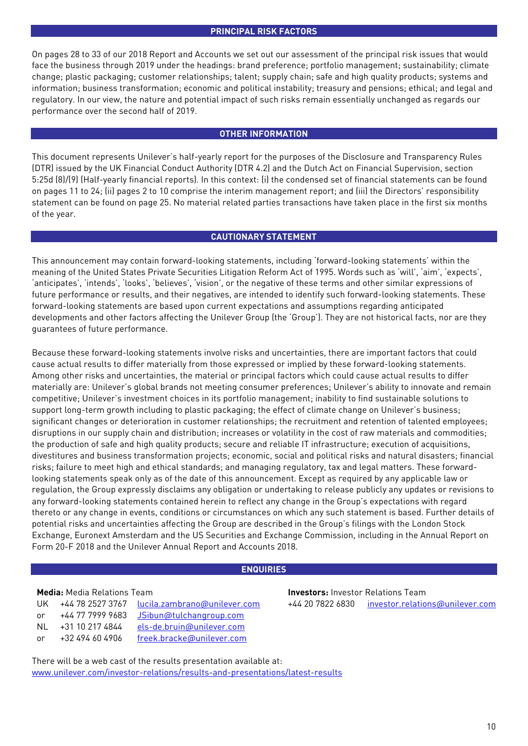## PRINCIPAL RISK FACTORS

On pages 28 to 33 of our 2018 Report and Accounts we set out our assessment of the principal risk issues that would face the business through 2019 under the headings: brand preference; portfolio management; sustainability; climate change; plastic packaging; customer relationships; talent; supply chain; safe and high quality products; systems and information; business transformation; economic and political instability; treasury and pensions; ethical; and legal and regulatory. In our view, the nature and potential impact of such risks remain essentially unchanged as regards our performance over the second half of 2019.

## OTHER INFORMATION

This document represents Unilever's half-yearly report for the purposes of the Disclosure and Transparency Rules (DTR) issued by the UK Financial Conduct Authority (DTR 4.2) and the Dutch Act on Financial Supervision, section 5:25d (8)/(9) (Half-yearly financial reports). In this context: (i) the condensed set of financial statements can be found on pages 11 to 24; (ii) pages 2 to 10 comprise the interim management report; and (iii) the Directors' responsibility statement can be found on page 25. No material related parties transactions have taken place in the first six months of the year.

## CAUTIONARY STATEMENT

This announcement may contain forward-looking statements, including 'forward-looking statements' within the meaning of the United States Private Securities Litigation Reform Act of 1995. Words such as 'will', 'aim', 'expects', 'anticipates', 'intends', 'looks', 'believes', 'vision', or the negative of these terms and other similar expressions of future performance or results, and their negatives, are intended to identify such forward-looking statements. These forward-looking statements are based upon current expectations and assumptions regarding anticipated developments and other factors affecting the Unilever Group (the 'Group'). They are not historical facts, nor are they guarantees of future performance.

Because these forward-looking statements involve risks and uncertainties, there are important factors that could cause actual results to differ materially from those expressed or implied by these forward-looking statements. Among other risks and uncertainties, the material or principal factors which could cause actual results to differ materially are: Unilever's global brands not meeting consumer preferences; Unilever's ability to innovate and remain competitive; Unilever's investment choices in its portfolio management; inability to find sustainable solutions to support long-term growth including to plastic packaging; the effect of climate change on Unilever's business; significant changes or deterioration in customer relationships; the recruitment and retention of talented employees; disruptions in our supply chain and distribution; increases or volatility in the cost of raw materials and commodities; the production of safe and high quality products; secure and reliable IT infrastructure; execution of acquisitions, divestitures and business transformation projects; economic, social and political risks and natural disasters; financial risks; failure to meet high and ethical standards; and managing regulatory, tax and legal matters. These forward-looking statements speak only as of the date of this announcement. Except as required by any applicable law or regulation, the Group expressly disclaims any obligation or undertaking to release publicly any updates or revisions to any forward-looking statements contained herein to reflect any change in the Group's expectations with regard thereto or any change in events, conditions or circumstances on which any such statement is based. Further details of potential risks and uncertainties affecting the Group are described in the Group's filings with the London Stock Exchange, Euronext Amsterdam and the US Securities and Exchange Commission, including in the Annual Report on Form 20-F 2018 and the Unilever Annual Report and Accounts 2018.

## ENQUIRIES

**Media:** Media Relations Team

| | | |
|---|---|---|
| UK | +44 78 2527 3767 | lucila.zambrano@unilever.com |
| or | +44 77 7999 9683 | JSibun@tulchangroup.com |
| NL | +31 10 217 4844 | els-de.bruin@unilever.com |
| or | +32 494 60 4906 | freek.bracke@unilever.com |

**Investors:** Investor Relations Team

+44 20 7822 6830 investor.relations@unilever.com

There will be a web cast of the results presentation available at:
www.unilever.com/investor-relations/results-and-presentations/latest-results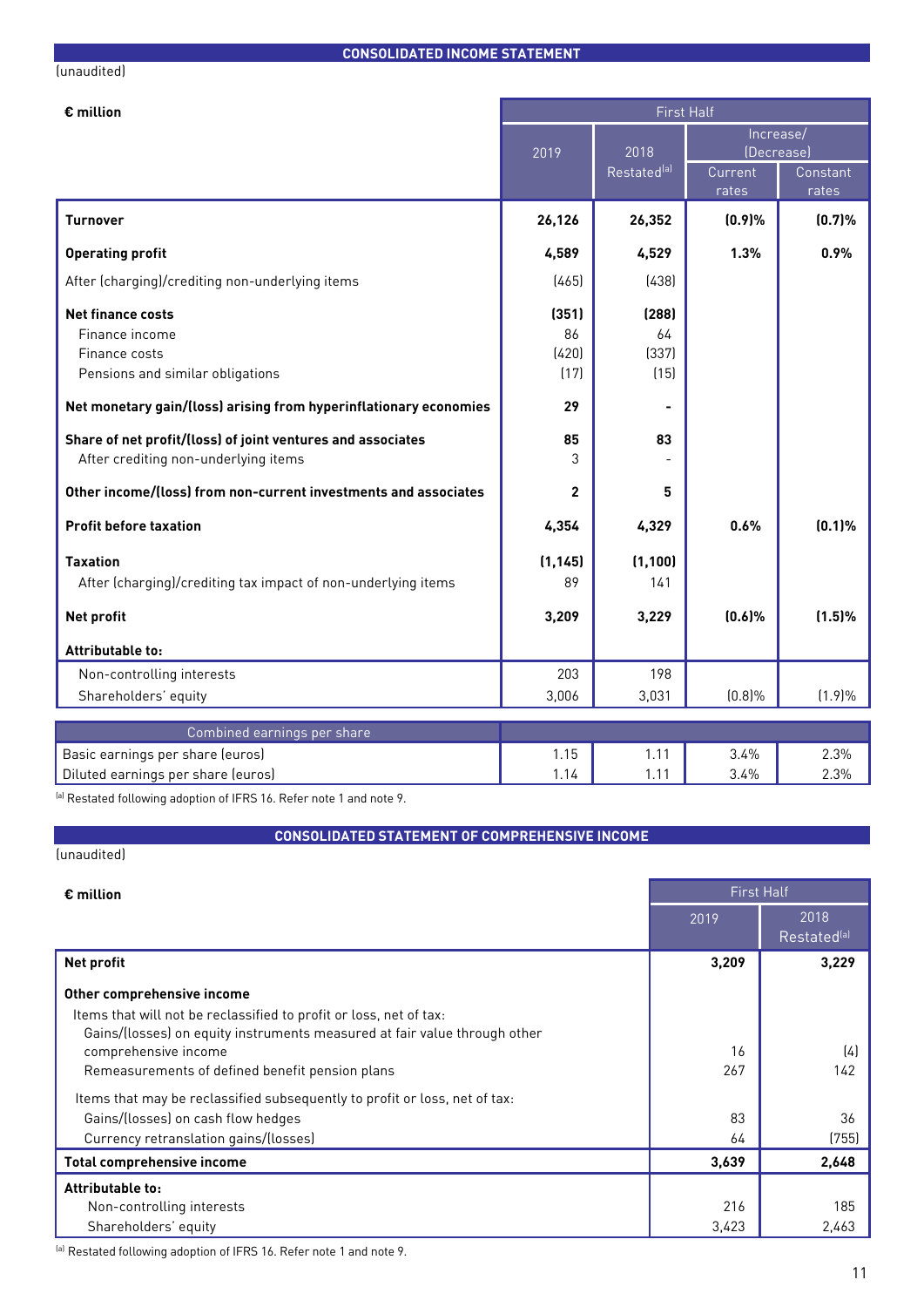## CONSOLIDATED INCOME STATEMENT

(unaudited)

| € million | First Half | | | |
|---|---|---|---|---|
| | 2019 | 2018 Restated[a] | Increase/(Decrease) Current rates | Increase/(Decrease) Constant rates |
| **Turnover** | **26,126** | **26,352** | **(0.9)%** | **(0.7)%** |
| **Operating profit** | **4,589** | **4,529** | **1.3%** | **0.9%** |
| After (charging)/crediting non-underlying items | (465) | (438) | | |
| **Net finance costs** | **(351)** | **(288)** | | |
| Finance income | 86 | 64 | | |
| Finance costs | (420) | (337) | | |
| Pensions and similar obligations | (17) | (15) | | |
| **Net monetary gain/(loss) arising from hyperinflationary economies** | **29** | **-** | | |
| **Share of net profit/(loss) of joint ventures and associates** | **85** | **83** | | |
| After crediting non-underlying items | 3 | - | | |
| **Other income/(loss) from non-current investments and associates** | **2** | **5** | | |
| **Profit before taxation** | **4,354** | **4,329** | **0.6%** | **(0.1)%** |
| **Taxation** | **(1,145)** | **(1,100)** | | |
| After (charging)/crediting tax impact of non-underlying items | 89 | 141 | | |
| **Net profit** | **3,209** | **3,229** | **(0.6)%** | **(1.5)%** |
| **Attributable to:** | | | | |
| Non-controlling interests | 203 | 198 | | |
| Shareholders' equity | 3,006 | 3,031 | (0.8)% | (1.9)% |

| Combined earnings per share | | | | |
|---|---|---|---|---|
| Basic earnings per share (euros) | 1.15 | 1.11 | 3.4% | 2.3% |
| Diluted earnings per share (euros) | 1.14 | 1.11 | 3.4% | 2.3% |

[a] Restated following adoption of IFRS 16. Refer note 1 and note 9.

## CONSOLIDATED STATEMENT OF COMPREHENSIVE INCOME

(unaudited)

| € million | First Half | |
|---|---|---|
| | 2019 | 2018 Restated[a] |
| **Net profit** | **3,209** | **3,229** |
| **Other comprehensive income** | | |
| Items that will not be reclassified to profit or loss, net of tax: | | |
| Gains/(losses) on equity instruments measured at fair value through other comprehensive income | 16 | (4) |
| Remeasurements of defined benefit pension plans | 267 | 142 |
| Items that may be reclassified subsequently to profit or loss, net of tax: | | |
| Gains/(losses) on cash flow hedges | 83 | 36 |
| Currency retranslation gains/(losses) | 64 | (755) |
| **Total comprehensive income** | **3,639** | **2,648** |
| **Attributable to:** | | |
| Non-controlling interests | 216 | 185 |
| Shareholders' equity | 3,423 | 2,463 |

[a] Restated following adoption of IFRS 16. Refer note 1 and note 9.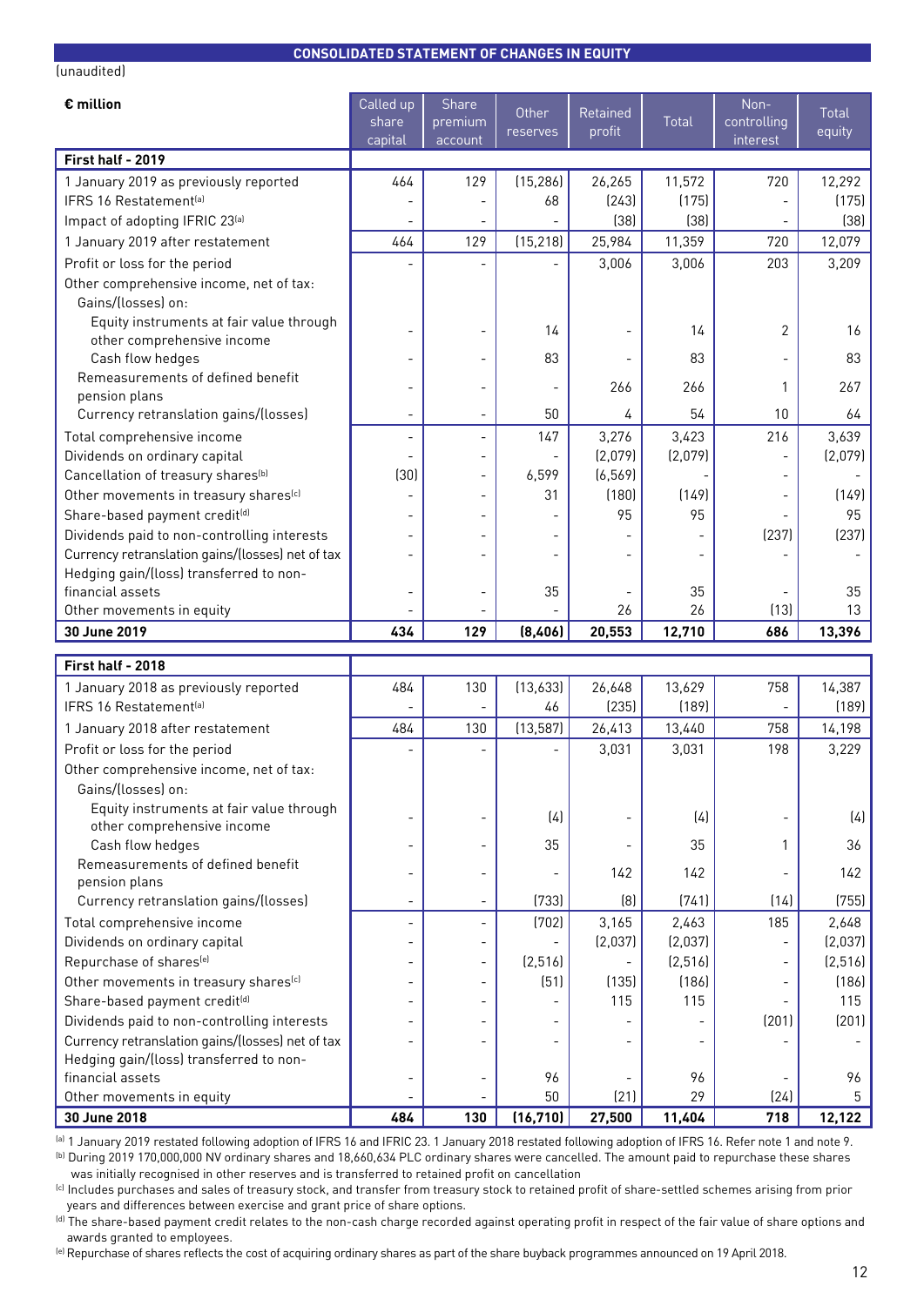## CONSOLIDATED STATEMENT OF CHANGES IN EQUITY

(unaudited)

| € million | Called up share capital | Share premium account | Other reserves | Retained profit | Total | Non-controlling interest | Total equity |
|---|---|---|---|---|---|---|---|
| **First half - 2019** | | | | | | | |
| 1 January 2019 as previously reported | 464 | 129 | (15,286) | 26,265 | 11,572 | 720 | 12,292 |
| IFRS 16 Restatement[(a)] | - | - | 68 | (243) | (175) | - | (175) |
| Impact of adopting IFRIC 23[(a)] | - | - | - | (38) | (38) | - | (38) |
| 1 January 2019 after restatement | 464 | 129 | (15,218) | 25,984 | 11,359 | 720 | 12,079 |
| Profit or loss for the period | - | - | - | 3,006 | 3,006 | 203 | 3,209 |
| Other comprehensive income, net of tax: | | | | | | | |
| Gains/(losses) on: | | | | | | | |
| Equity instruments at fair value through other comprehensive income | - | - | 14 | - | 14 | 2 | 16 |
| Cash flow hedges | - | - | 83 | - | 83 | - | 83 |
| Remeasurements of defined benefit pension plans | - | - | - | 266 | 266 | 1 | 267 |
| Currency retranslation gains/(losses) | - | - | 50 | 4 | 54 | 10 | 64 |
| Total comprehensive income | - | - | 147 | 3,276 | 3,423 | 216 | 3,639 |
| Dividends on ordinary capital | - | - | - | (2,079) | (2,079) | - | (2,079) |
| Cancellation of treasury shares[(b)] | (30) | - | 6,599 | (6,569) | - | - | - |
| Other movements in treasury shares[(c)] | - | - | 31 | (180) | (149) | - | (149) |
| Share-based payment credit[(d)] | - | - | - | 95 | 95 | - | 95 |
| Dividends paid to non-controlling interests | - | - | - | - | - | (237) | (237) |
| Currency retranslation gains/(losses) net of tax | - | - | - | - | - | - | - |
| Hedging gain/(loss) transferred to non-financial assets | - | - | 35 | - | 35 | - | 35 |
| Other movements in equity | - | - | - | 26 | 26 | (13) | 13 |
| **30 June 2019** | **434** | **129** | **(8,406)** | **20,553** | **12,710** | **686** | **13,396** |
| **First half - 2018** | | | | | | | |
| 1 January 2018 as previously reported | 484 | 130 | (13,633) | 26,648 | 13,629 | 758 | 14,387 |
| IFRS 16 Restatement[(a)] | - | - | 46 | (235) | (189) | - | (189) |
| 1 January 2018 after restatement | 484 | 130 | (13,587) | 26,413 | 13,440 | 758 | 14,198 |
| Profit or loss for the period | - | - | - | 3,031 | 3,031 | 198 | 3,229 |
| Other comprehensive income, net of tax: | | | | | | | |
| Gains/(losses) on: | | | | | | | |
| Equity instruments at fair value through other comprehensive income | - | - | (4) | - | (4) | - | (4) |
| Cash flow hedges | - | - | 35 | - | 35 | 1 | 36 |
| Remeasurements of defined benefit pension plans | - | - | - | 142 | 142 | - | 142 |
| Currency retranslation gains/(losses) | - | - | (733) | (8) | (741) | (14) | (755) |
| Total comprehensive income | - | - | (702) | 3,165 | 2,463 | 185 | 2,648 |
| Dividends on ordinary capital | - | - | - | (2,037) | (2,037) | - | (2,037) |
| Repurchase of shares[(e)] | - | - | (2,516) | - | (2,516) | - | (2,516) |
| Other movements in treasury shares[(c)] | - | - | (51) | (135) | (186) | - | (186) |
| Share-based payment credit[(d)] | - | - | - | 115 | 115 | - | 115 |
| Dividends paid to non-controlling interests | - | - | - | - | - | (201) | (201) |
| Currency retranslation gains/(losses) net of tax | - | - | - | - | - | - | - |
| Hedging gain/(loss) transferred to non-financial assets | - | - | 96 | - | 96 | - | 96 |
| Other movements in equity | - | - | 50 | (21) | 29 | (24) | 5 |
| **30 June 2018** | **484** | **130** | **(16,710)** | **27,500** | **11,404** | **718** | **12,122** |

[(a)] 1 January 2019 restated following adoption of IFRS 16 and IFRIC 23. 1 January 2018 restated following adoption of IFRS 16. Refer note 1 and note 9.

[(b)] During 2019 170,000,000 NV ordinary shares and 18,660,634 PLC ordinary shares were cancelled. The amount paid to repurchase these shares was initially recognised in other reserves and is transferred to retained profit on cancellation

[(c)] Includes purchases and sales of treasury stock, and transfer from treasury stock to retained profit of share-settled schemes arising from prior years and differences between exercise and grant price of share options.

[(d)] The share-based payment credit relates to the non-cash charge recorded against operating profit in respect of the fair value of share options and awards granted to employees.

[(e)] Repurchase of shares reflects the cost of acquiring ordinary shares as part of the share buyback programmes announced on 19 April 2018.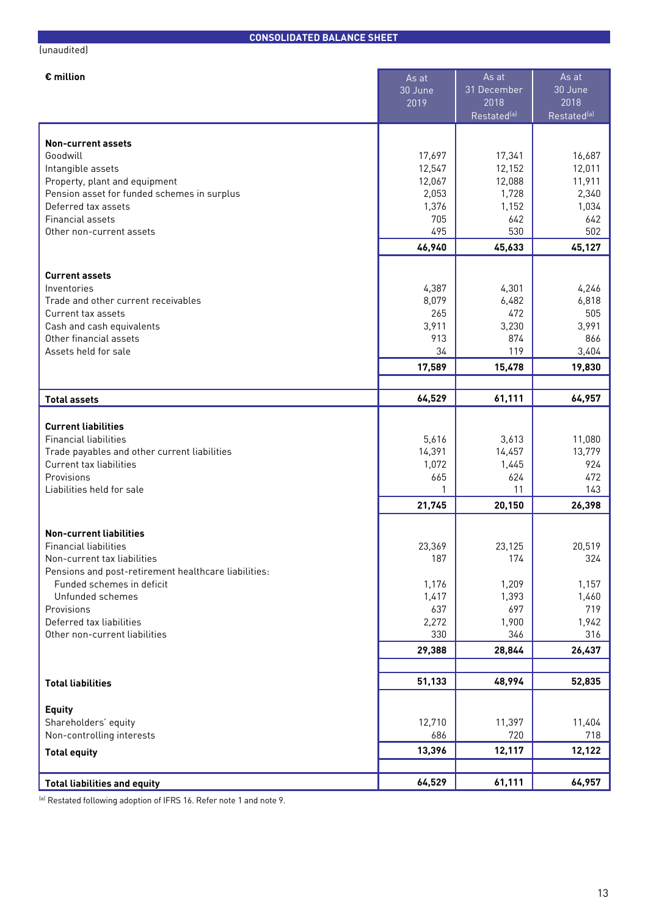## CONSOLIDATED BALANCE SHEET

(unaudited)

| € million | As at 30 June 2019 | As at 31 December 2018 Restated[a] | As at 30 June 2018 Restated[a] |
|---|---|---|---|
| **Non-current assets** | | | |
| Goodwill | 17,697 | 17,341 | 16,687 |
| Intangible assets | 12,547 | 12,152 | 12,011 |
| Property, plant and equipment | 12,067 | 12,088 | 11,911 |
| Pension asset for funded schemes in surplus | 2,053 | 1,728 | 2,340 |
| Deferred tax assets | 1,376 | 1,152 | 1,034 |
| Financial assets | 705 | 642 | 642 |
| Other non-current assets | 495 | 530 | 502 |
| | **46,940** | **45,633** | **45,127** |
| **Current assets** | | | |
| Inventories | 4,387 | 4,301 | 4,246 |
| Trade and other current receivables | 8,079 | 6,482 | 6,818 |
| Current tax assets | 265 | 472 | 505 |
| Cash and cash equivalents | 3,911 | 3,230 | 3,991 |
| Other financial assets | 913 | 874 | 866 |
| Assets held for sale | 34 | 119 | 3,404 |
| | **17,589** | **15,478** | **19,830** |
| **Total assets** | **64,529** | **61,111** | **64,957** |
| **Current liabilities** | | | |
| Financial liabilities | 5,616 | 3,613 | 11,080 |
| Trade payables and other current liabilities | 14,391 | 14,457 | 13,779 |
| Current tax liabilities | 1,072 | 1,445 | 924 |
| Provisions | 665 | 624 | 472 |
| Liabilities held for sale | 1 | 11 | 143 |
| | **21,745** | **20,150** | **26,398** |
| **Non-current liabilities** | | | |
| Financial liabilities | 23,369 | 23,125 | 20,519 |
| Non-current tax liabilities | 187 | 174 | 324 |
| Pensions and post-retirement healthcare liabilities: | | | |
| Funded schemes in deficit | 1,176 | 1,209 | 1,157 |
| Unfunded schemes | 1,417 | 1,393 | 1,460 |
| Provisions | 637 | 697 | 719 |
| Deferred tax liabilities | 2,272 | 1,900 | 1,942 |
| Other non-current liabilities | 330 | 346 | 316 |
| | **29,388** | **28,844** | **26,437** |
| **Total liabilities** | **51,133** | **48,994** | **52,835** |
| **Equity** | | | |
| Shareholders' equity | 12,710 | 11,397 | 11,404 |
| Non-controlling interests | 686 | 720 | 718 |
| **Total equity** | **13,396** | **12,117** | **12,122** |
| **Total liabilities and equity** | **64,529** | **61,111** | **64,957** |

[a] Restated following adoption of IFRS 16. Refer note 1 and note 9.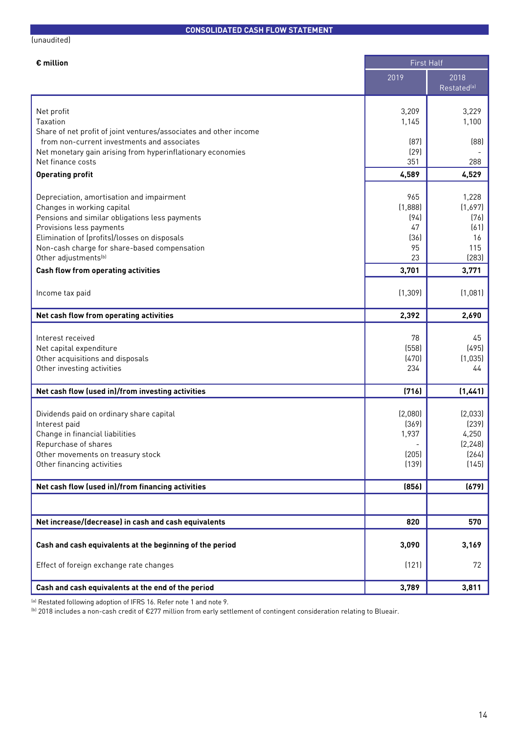## CONSOLIDATED CASH FLOW STATEMENT

(unaudited)

| € million | First Half | |
|---|---|---|
| | 2019 | 2018 Restated[a] |
| Net profit | 3,209 | 3,229 |
| Taxation | 1,145 | 1,100 |
| Share of net profit of joint ventures/associates and other income from non-current investments and associates | (87) | (88) |
| Net monetary gain arising from hyperinflationary economies | (29) | - |
| Net finance costs | 351 | 288 |
| **Operating profit** | **4,589** | **4,529** |
| Depreciation, amortisation and impairment | 965 | 1,228 |
| Changes in working capital | (1,888) | (1,697) |
| Pensions and similar obligations less payments | (94) | (76) |
| Provisions less payments | 47 | (61) |
| Elimination of (profits)/losses on disposals | (36) | 16 |
| Non-cash charge for share-based compensation | 95 | 115 |
| Other adjustments[b] | 23 | (283) |
| **Cash flow from operating activities** | **3,701** | **3,771** |
| Income tax paid | (1,309) | (1,081) |
| **Net cash flow from operating activities** | **2,392** | **2,690** |
| Interest received | 78 | 45 |
| Net capital expenditure | (558) | (495) |
| Other acquisitions and disposals | (470) | (1,035) |
| Other investing activities | 234 | 44 |
| **Net cash flow (used in)/from investing activities** | **(716)** | **(1,441)** |
| Dividends paid on ordinary share capital | (2,080) | (2,033) |
| Interest paid | (369) | (239) |
| Change in financial liabilities | 1,937 | 4,250 |
| Repurchase of shares | - | (2,248) |
| Other movements on treasury stock | (205) | (264) |
| Other financing activities | (139) | (145) |
| **Net cash flow (used in)/from financing activities** | **(856)** | **(679)** |
| **Net increase/(decrease) in cash and cash equivalents** | **820** | **570** |
| **Cash and cash equivalents at the beginning of the period** | **3,090** | **3,169** |
| Effect of foreign exchange rate changes | (121) | 72 |
| **Cash and cash equivalents at the end of the period** | **3,789** | **3,811** |

[a] Restated following adoption of IFRS 16. Refer note 1 and note 9.

[b] 2018 includes a non-cash credit of €277 million from early settlement of contingent consideration relating to Blueair.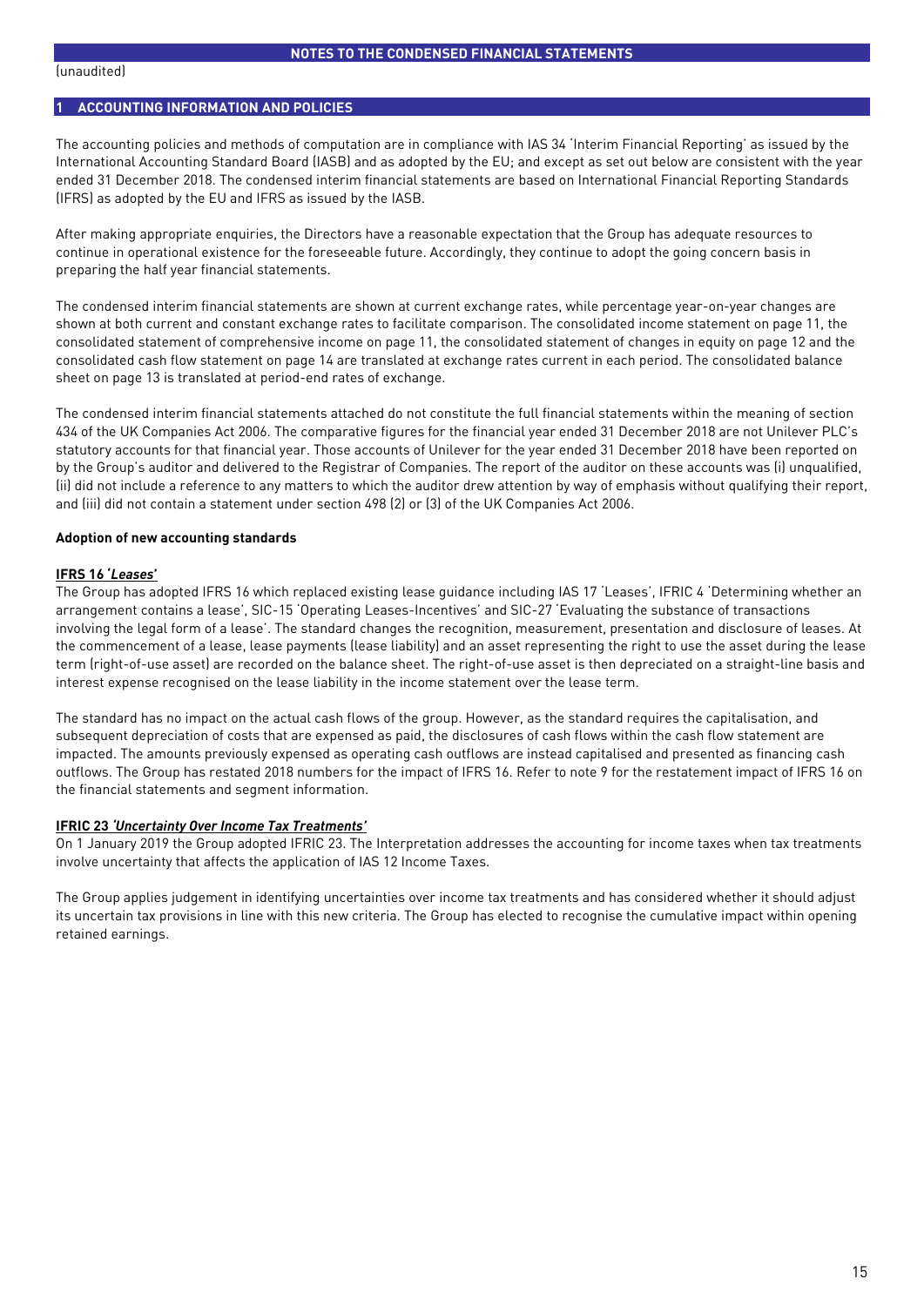## NOTES TO THE CONDENSED FINANCIAL STATEMENTS

(unaudited)

### 1 ACCOUNTING INFORMATION AND POLICIES

The accounting policies and methods of computation are in compliance with IAS 34 'Interim Financial Reporting' as issued by the International Accounting Standard Board (IASB) and as adopted by the EU; and except as set out below are consistent with the year ended 31 December 2018. The condensed interim financial statements are based on International Financial Reporting Standards (IFRS) as adopted by the EU and IFRS as issued by the IASB.

After making appropriate enquiries, the Directors have a reasonable expectation that the Group has adequate resources to continue in operational existence for the foreseeable future. Accordingly, they continue to adopt the going concern basis in preparing the half year financial statements.

The condensed interim financial statements are shown at current exchange rates, while percentage year-on-year changes are shown at both current and constant exchange rates to facilitate comparison. The consolidated income statement on page 11, the consolidated statement of comprehensive income on page 11, the consolidated statement of changes in equity on page 12 and the consolidated cash flow statement on page 14 are translated at exchange rates current in each period. The consolidated balance sheet on page 13 is translated at period-end rates of exchange.

The condensed interim financial statements attached do not constitute the full financial statements within the meaning of section 434 of the UK Companies Act 2006. The comparative figures for the financial year ended 31 December 2018 are not Unilever PLC's statutory accounts for that financial year. Those accounts of Unilever for the year ended 31 December 2018 have been reported on by the Group's auditor and delivered to the Registrar of Companies. The report of the auditor on these accounts was (i) unqualified, (ii) did not include a reference to any matters to which the auditor drew attention by way of emphasis without qualifying their report, and (iii) did not contain a statement under section 498 (2) or (3) of the UK Companies Act 2006.

**Adoption of new accounting standards**

**IFRS 16 '*Leases*'**

The Group has adopted IFRS 16 which replaced existing lease guidance including IAS 17 'Leases', IFRIC 4 'Determining whether an arrangement contains a lease', SIC-15 'Operating Leases-Incentives' and SIC-27 'Evaluating the substance of transactions involving the legal form of a lease'. The standard changes the recognition, measurement, presentation and disclosure of leases. At the commencement of a lease, lease payments (lease liability) and an asset representing the right to use the asset during the lease term (right-of-use asset) are recorded on the balance sheet. The right-of-use asset is then depreciated on a straight-line basis and interest expense recognised on the lease liability in the income statement over the lease term.

The standard has no impact on the actual cash flows of the group. However, as the standard requires the capitalisation, and subsequent depreciation of costs that are expensed as paid, the disclosures of cash flows within the cash flow statement are impacted. The amounts previously expensed as operating cash outflows are instead capitalised and presented as financing cash outflows. The Group has restated 2018 numbers for the impact of IFRS 16. Refer to note 9 for the restatement impact of IFRS 16 on the financial statements and segment information.

**IFRIC 23 *'Uncertainty Over Income Tax Treatments'***

On 1 January 2019 the Group adopted IFRIC 23. The Interpretation addresses the accounting for income taxes when tax treatments involve uncertainty that affects the application of IAS 12 Income Taxes.

The Group applies judgement in identifying uncertainties over income tax treatments and has considered whether it should adjust its uncertain tax provisions in line with this new criteria. The Group has elected to recognise the cumulative impact within opening retained earnings.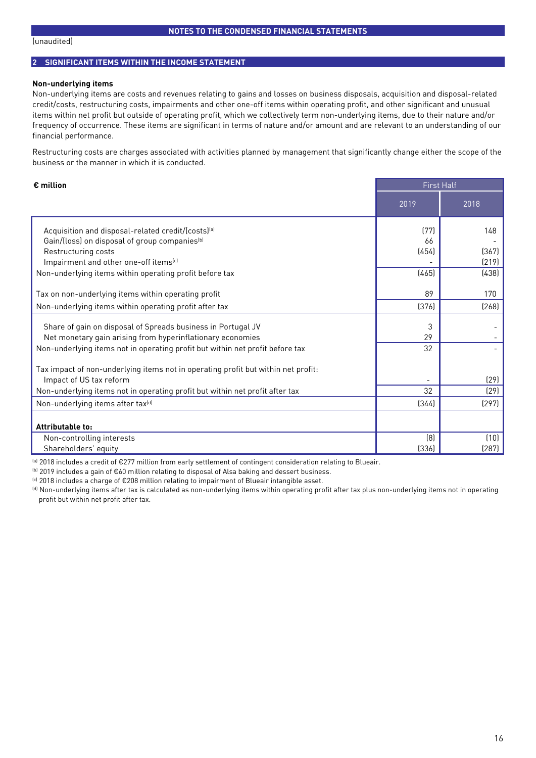(unaudited)

## 2 SIGNIFICANT ITEMS WITHIN THE INCOME STATEMENT

### Non-underlying items

Non-underlying items are costs and revenues relating to gains and losses on business disposals, acquisition and disposal-related credit/costs, restructuring costs, impairments and other one-off items within operating profit, and other significant and unusual items within net profit but outside of operating profit, which we collectively term non-underlying items, due to their nature and/or frequency of occurrence. These items are significant in terms of nature and/or amount and are relevant to an understanding of our financial performance.

Restructuring costs are charges associated with activities planned by management that significantly change either the scope of the business or the manner in which it is conducted.

| € million | First Half | |
|---|---|---|
| | 2019 | 2018 |
| Acquisition and disposal-related credit/(costs)[a] | (77) | 148 |
| Gain/(loss) on disposal of group companies[b] | 66 | - |
| Restructuring costs | (454) | (367) |
| Impairment and other one-off items[c] | - | (219) |
| Non-underlying items within operating profit before tax | (465) | (438) |
| Tax on non-underlying items within operating profit | 89 | 170 |
| Non-underlying items within operating profit after tax | (376) | (268) |
| Share of gain on disposal of Spreads business in Portugal JV | 3 | - |
| Net monetary gain arising from hyperinflationary economies | 29 | - |
| Non-underlying items not in operating profit but within net profit before tax | 32 | - |
| Tax impact of non-underlying items not in operating profit but within net profit: | | |
| Impact of US tax reform | - | (29) |
| Non-underlying items not in operating profit but within net profit after tax | 32 | (29) |
| Non-underlying items after tax[d] | (344) | (297) |
| **Attributable to:** | | |
| Non-controlling interests | (8) | (10) |
| Shareholders' equity | (336) | (287) |

[a] 2018 includes a credit of €277 million from early settlement of contingent consideration relating to Blueair.

[b] 2019 includes a gain of €60 million relating to disposal of Alsa baking and dessert business.

[c] 2018 includes a charge of €208 million relating to impairment of Blueair intangible asset.

[d] Non-underlying items after tax is calculated as non-underlying items within operating profit after tax plus non-underlying items not in operating profit but within net profit after tax.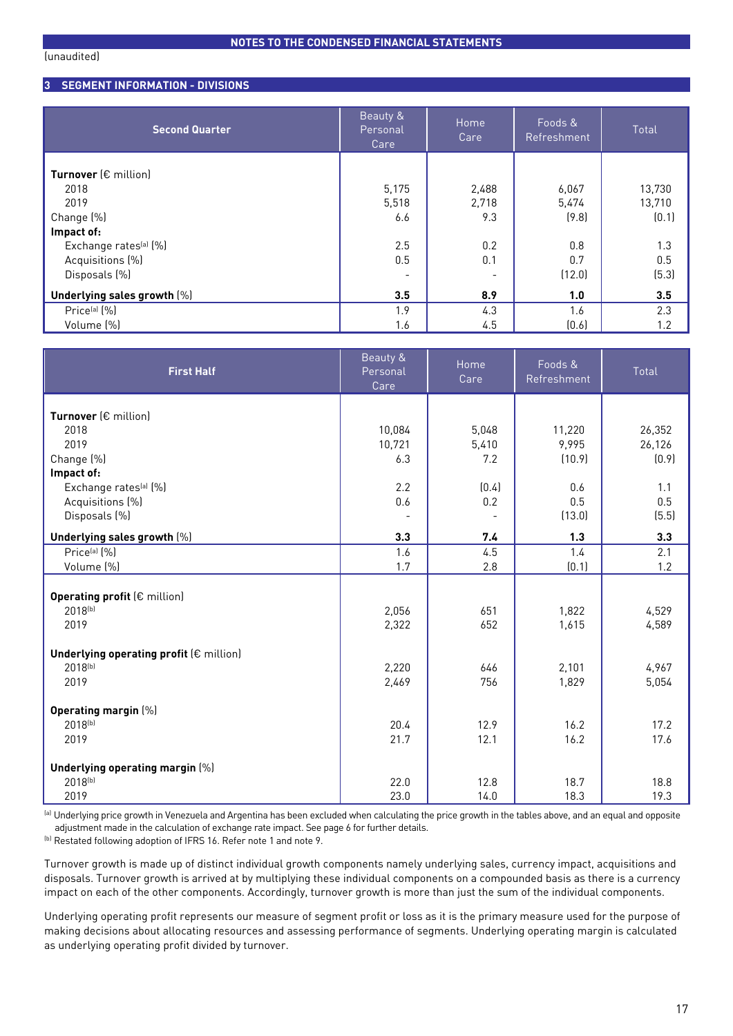**NOTES TO THE CONDENSED FINANCIAL STATEMENTS**

(unaudited)

## 3 SEGMENT INFORMATION - DIVISIONS

| Second Quarter | Beauty & Personal Care | Home Care | Foods & Refreshment | Total |
|---|---|---|---|---|
| **Turnover** (€ million) | | | | |
| 2018 | 5,175 | 2,488 | 6,067 | 13,730 |
| 2019 | 5,518 | 2,718 | 5,474 | 13,710 |
| Change (%) | 6.6 | 9.3 | (9.8) | (0.1) |
| **Impact of:** | | | | |
| Exchange rates[a] (%) | 2.5 | 0.2 | 0.8 | 1.3 |
| Acquisitions (%) | 0.5 | 0.1 | 0.7 | 0.5 |
| Disposals (%) | - | - | (12.0) | (5.3) |
| **Underlying sales growth** (%) | **3.5** | **8.9** | **1.0** | **3.5** |
| Price[a] (%) | 1.9 | 4.3 | 1.6 | 2.3 |
| Volume (%) | 1.6 | 4.5 | (0.6) | 1.2 |

| First Half | Beauty & Personal Care | Home Care | Foods & Refreshment | Total |
|---|---|---|---|---|
| **Turnover** (€ million) | | | | |
| 2018 | 10,084 | 5,048 | 11,220 | 26,352 |
| 2019 | 10,721 | 5,410 | 9,995 | 26,126 |
| Change (%) | 6.3 | 7.2 | (10.9) | (0.9) |
| **Impact of:** | | | | |
| Exchange rates[a] (%) | 2.2 | (0.4) | 0.6 | 1.1 |
| Acquisitions (%) | 0.6 | 0.2 | 0.5 | 0.5 |
| Disposals (%) | - | - | (13.0) | (5.5) |
| **Underlying sales growth** (%) | **3.3** | **7.4** | **1.3** | **3.3** |
| Price[a] (%) | 1.6 | 4.5 | 1.4 | 2.1 |
| Volume (%) | 1.7 | 2.8 | (0.1) | 1.2 |
| **Operating profit** (€ million) | | | | |
| 2018[b] | 2,056 | 651 | 1,822 | 4,529 |
| 2019 | 2,322 | 652 | 1,615 | 4,589 |
| **Underlying operating profit** (€ million) | | | | |
| 2018[b] | 2,220 | 646 | 2,101 | 4,967 |
| 2019 | 2,469 | 756 | 1,829 | 5,054 |
| **Operating margin** (%) | | | | |
| 2018[b] | 20.4 | 12.9 | 16.2 | 17.2 |
| 2019 | 21.7 | 12.1 | 16.2 | 17.6 |
| **Underlying operating margin** (%) | | | | |
| 2018[b] | 22.0 | 12.8 | 18.7 | 18.8 |
| 2019 | 23.0 | 14.0 | 18.3 | 19.3 |

[a] Underlying price growth in Venezuela and Argentina has been excluded when calculating the price growth in the tables above, and an equal and opposite adjustment made in the calculation of exchange rate impact. See page 6 for further details.

[b] Restated following adoption of IFRS 16. Refer note 1 and note 9.

Turnover growth is made up of distinct individual growth components namely underlying sales, currency impact, acquisitions and disposals. Turnover growth is arrived at by multiplying these individual components on a compounded basis as there is a currency impact on each of the other components. Accordingly, turnover growth is more than just the sum of the individual components.

Underlying operating profit represents our measure of segment profit or loss as it is the primary measure used for the purpose of making decisions about allocating resources and assessing performance of segments. Underlying operating margin is calculated as underlying operating profit divided by turnover.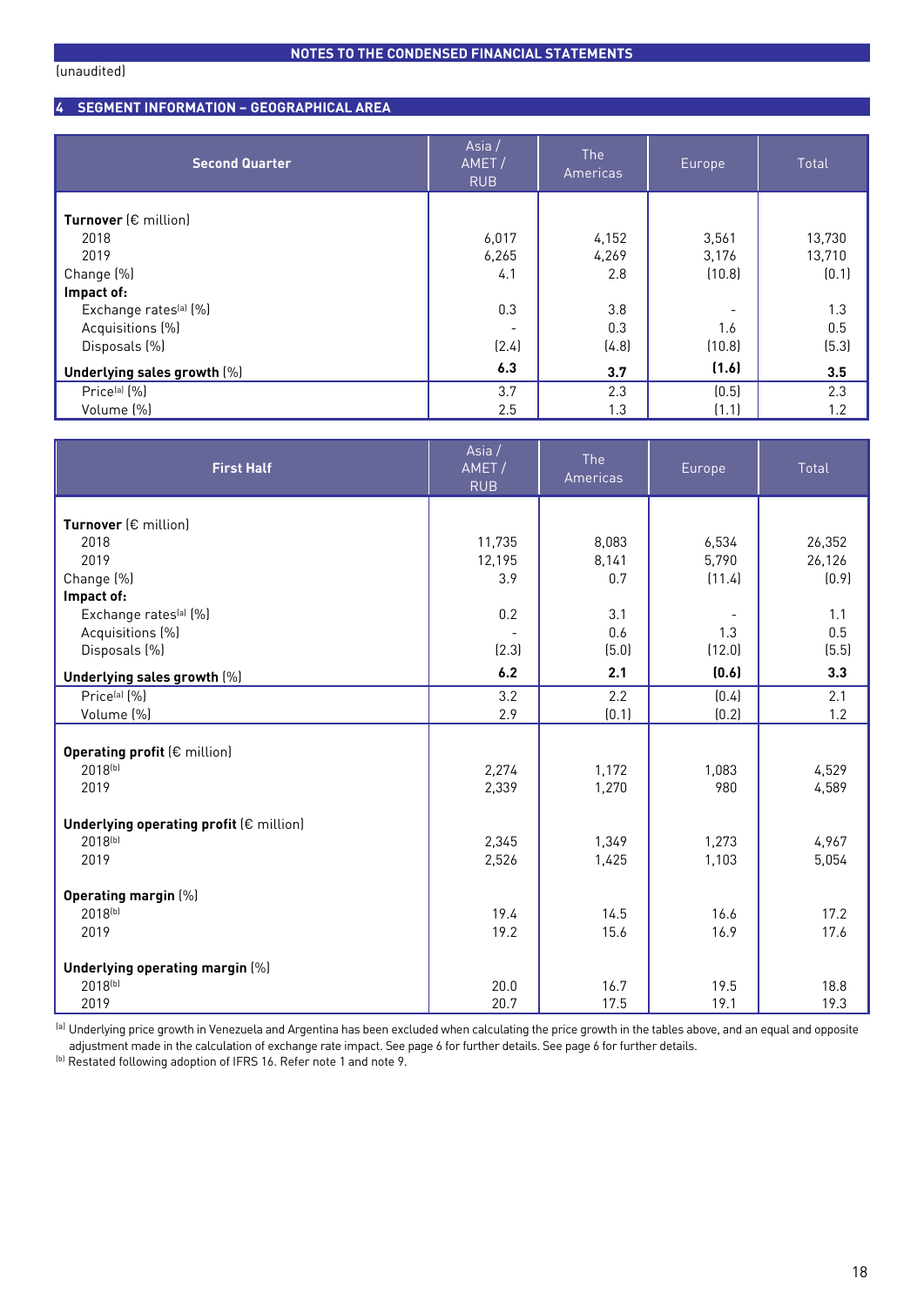NOTES TO THE CONDENSED FINANCIAL STATEMENTS

(unaudited)

## 4 SEGMENT INFORMATION – GEOGRAPHICAL AREA

| **Second Quarter** | Asia / AMET / RUB | The Americas | Europe | Total |
|---|---|---|---|---|
| **Turnover** (€ million) | | | | |
| 2018 | 6,017 | 4,152 | 3,561 | 13,730 |
| 2019 | 6,265 | 4,269 | 3,176 | 13,710 |
| Change (%) | 4.1 | 2.8 | (10.8) | (0.1) |
| **Impact of:** | | | | |
| Exchange rates[a] (%) | 0.3 | 3.8 | - | 1.3 |
| Acquisitions (%) | - | 0.3 | 1.6 | 0.5 |
| Disposals (%) | (2.4) | (4.8) | (10.8) | (5.3) |
| **Underlying sales growth** (%) | **6.3** | **3.7** | **(1.6)** | **3.5** |
| Price[a] (%) | 3.7 | 2.3 | (0.5) | 2.3 |
| Volume (%) | 2.5 | 1.3 | (1.1) | 1.2 |

| **First Half** | Asia / AMET / RUB | The Americas | Europe | Total |
|---|---|---|---|---|
| **Turnover** (€ million) | | | | |
| 2018 | 11,735 | 8,083 | 6,534 | 26,352 |
| 2019 | 12,195 | 8,141 | 5,790 | 26,126 |
| Change (%) | 3.9 | 0.7 | (11.4) | (0.9) |
| **Impact of:** | | | | |
| Exchange rates[a] (%) | 0.2 | 3.1 | - | 1.1 |
| Acquisitions (%) | - | 0.6 | 1.3 | 0.5 |
| Disposals (%) | (2.3) | (5.0) | (12.0) | (5.5) |
| **Underlying sales growth** (%) | **6.2** | **2.1** | **(0.6)** | **3.3** |
| Price[a] (%) | 3.2 | 2.2 | (0.4) | 2.1 |
| Volume (%) | 2.9 | (0.1) | (0.2) | 1.2 |
| **Operating profit** (€ million) | | | | |
| 2018[b] | 2,274 | 1,172 | 1,083 | 4,529 |
| 2019 | 2,339 | 1,270 | 980 | 4,589 |
| **Underlying operating profit** (€ million) | | | | |
| 2018[b] | 2,345 | 1,349 | 1,273 | 4,967 |
| 2019 | 2,526 | 1,425 | 1,103 | 5,054 |
| **Operating margin** (%) | | | | |
| 2018[b] | 19.4 | 14.5 | 16.6 | 17.2 |
| 2019 | 19.2 | 15.6 | 16.9 | 17.6 |
| **Underlying operating margin** (%) | | | | |
| 2018[b] | 20.0 | 16.7 | 19.5 | 18.8 |
| 2019 | 20.7 | 17.5 | 19.1 | 19.3 |

[a] Underlying price growth in Venezuela and Argentina has been excluded when calculating the price growth in the tables above, and an equal and opposite adjustment made in the calculation of exchange rate impact. See page 6 for further details. See page 6 for further details.
[b] Restated following adoption of IFRS 16. Refer note 1 and note 9.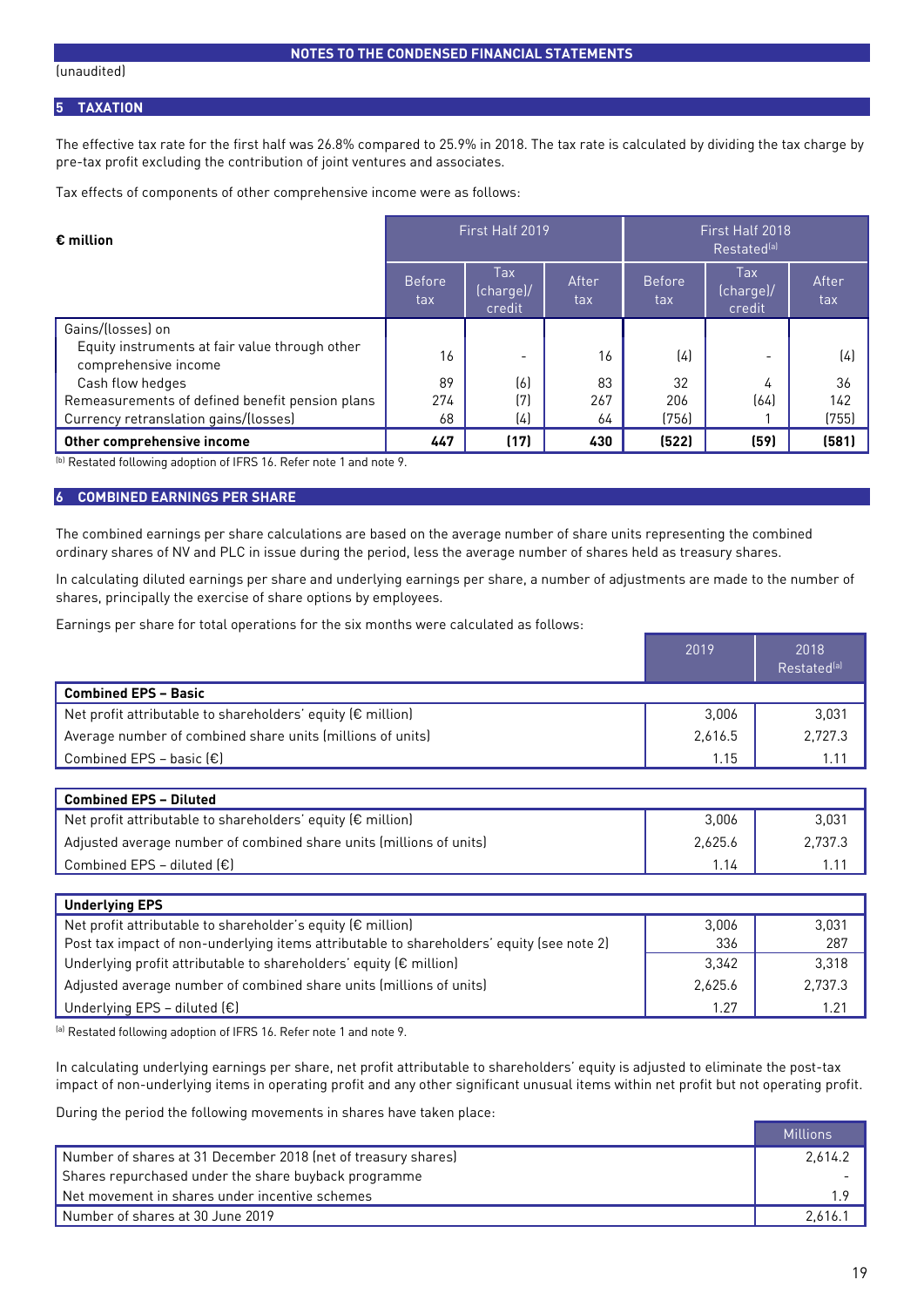NOTES TO THE CONDENSED FINANCIAL STATEMENTS

(unaudited)

## 5 TAXATION

The effective tax rate for the first half was 26.8% compared to 25.9% in 2018. The tax rate is calculated by dividing the tax charge by pre-tax profit excluding the contribution of joint ventures and associates.

Tax effects of components of other comprehensive income were as follows:

| € million | First Half 2019 | | | First Half 2018 Restated[a] | | |
|---|---|---|---|---|---|---|
| | Before tax | Tax (charge)/ credit | After tax | Before tax | Tax (charge)/ credit | After tax |
| Gains/(losses) on | | | | | | |
| Equity instruments at fair value through other comprehensive income | 16 | - | 16 | (4) | - | (4) |
| Cash flow hedges | 89 | (6) | 83 | 32 | 4 | 36 |
| Remeasurements of defined benefit pension plans | 274 | (7) | 267 | 206 | (64) | 142 |
| Currency retranslation gains/(losses) | 68 | (4) | 64 | (756) | 1 | (755) |
| **Other comprehensive income** | **447** | **(17)** | **430** | **(522)** | **(59)** | **(581)** |

[b] Restated following adoption of IFRS 16. Refer note 1 and note 9.

## 6 COMBINED EARNINGS PER SHARE

The combined earnings per share calculations are based on the average number of share units representing the combined ordinary shares of NV and PLC in issue during the period, less the average number of shares held as treasury shares.

In calculating diluted earnings per share and underlying earnings per share, a number of adjustments are made to the number of shares, principally the exercise of share options by employees.

Earnings per share for total operations for the six months were calculated as follows:

| | 2019 | 2018 Restated[a] |
|---|---|---|
| **Combined EPS – Basic** | | |
| Net profit attributable to shareholders' equity (€ million) | 3,006 | 3,031 |
| Average number of combined share units (millions of units) | 2,616.5 | 2,727.3 |
| Combined EPS – basic (€) | 1.15 | 1.11 |
| **Combined EPS – Diluted** | | |
| Net profit attributable to shareholders' equity (€ million) | 3,006 | 3,031 |
| Adjusted average number of combined share units (millions of units) | 2,625.6 | 2,737.3 |
| Combined EPS – diluted (€) | 1.14 | 1.11 |
| **Underlying EPS** | | |
| Net profit attributable to shareholder's equity (€ million) | 3,006 | 3,031 |
| Post tax impact of non-underlying items attributable to shareholders' equity (see note 2) | 336 | 287 |
| Underlying profit attributable to shareholders' equity (€ million) | 3,342 | 3,318 |
| Adjusted average number of combined share units (millions of units) | 2,625.6 | 2,737.3 |
| Underlying EPS – diluted (€) | 1.27 | 1.21 |

[a] Restated following adoption of IFRS 16. Refer note 1 and note 9.

In calculating underlying earnings per share, net profit attributable to shareholders' equity is adjusted to eliminate the post-tax impact of non-underlying items in operating profit and any other significant unusual items within net profit but not operating profit.

During the period the following movements in shares have taken place:

| | Millions |
|---|---|
| Number of shares at 31 December 2018 (net of treasury shares) | 2,614.2 |
| Shares repurchased under the share buyback programme | - |
| Net movement in shares under incentive schemes | 1.9 |
| Number of shares at 30 June 2019 | 2,616.1 |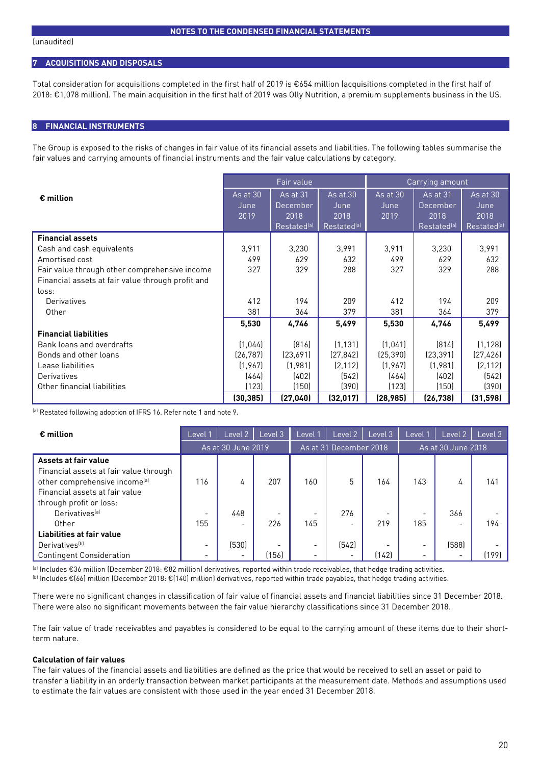(unaudited)

## 7 ACQUISITIONS AND DISPOSALS

Total consideration for acquisitions completed in the first half of 2019 is €654 million (acquisitions completed in the first half of 2018: €1,078 million). The main acquisition in the first half of 2019 was Olly Nutrition, a premium supplements business in the US.

## 8 FINANCIAL INSTRUMENTS

The Group is exposed to the risks of changes in fair value of its financial assets and liabilities. The following tables summarise the fair values and carrying amounts of financial instruments and the fair value calculations by category.

| € million | Fair value | | | Carrying amount | | |
|---|---|---|---|---|---|---|
| | As at 30 June 2019 | As at 31 December 2018 Restated[a] | As at 30 June 2018 Restated[a] | As at 30 June 2019 | As at 31 December 2018 Restated[a] | As at 30 June 2018 Restated[a] |
| **Financial assets** | | | | | | |
| Cash and cash equivalents | 3,911 | 3,230 | 3,991 | 3,911 | 3,230 | 3,991 |
| Amortised cost | 499 | 629 | 632 | 499 | 629 | 632 |
| Fair value through other comprehensive income | 327 | 329 | 288 | 327 | 329 | 288 |
| Financial assets at fair value through profit and loss: | | | | | | |
| Derivatives | 412 | 194 | 209 | 412 | 194 | 209 |
| Other | 381 | 364 | 379 | 381 | 364 | 379 |
| | **5,530** | **4,746** | **5,499** | **5,530** | **4,746** | **5,499** |
| **Financial liabilities** | | | | | | |
| Bank loans and overdrafts | (1,044) | (816) | (1,131) | (1,041) | (814) | (1,128) |
| Bonds and other loans | (26,787) | (23,691) | (27,842) | (25,390) | (23,391) | (27,426) |
| Lease liabilities | (1,967) | (1,981) | (2,112) | (1,967) | (1,981) | (2,112) |
| Derivatives | (464) | (402) | (542) | (464) | (402) | (542) |
| Other financial liabilities | (123) | (150) | (390) | (123) | (150) | (390) |
| | **(30,385)** | **(27,040)** | **(32,017)** | **(28,985)** | **(26,738)** | **(31,598)** |

[a] Restated following adoption of IFRS 16. Refer note 1 and note 9.

| € million | Level 1 | Level 2 | Level 3 | Level 1 | Level 2 | Level 3 | Level 1 | Level 2 | Level 3 |
|---|---|---|---|---|---|---|---|---|---|
| | As at 30 June 2019 | | | As at 31 December 2018 | | | As at 30 June 2018 | | |
| **Assets at fair value** | | | | | | | | | |
| Financial assets at fair value through other comprehensive income[a] | 116 | 4 | 207 | 160 | 5 | 164 | 143 | 4 | 141 |
| Financial assets at fair value through profit or loss: | | | | | | | | | |
| Derivatives[a] | - | 448 | - | - | 276 | - | - | 366 | - |
| Other | 155 | - | 226 | 145 | - | 219 | 185 | - | 194 |
| **Liabilities at fair value** | | | | | | | | | |
| Derivatives[b] | - | (530) | - | - | (542) | - | - | (588) | - |
| Contingent Consideration | - | - | (156) | - | - | (142) | - | - | (199) |

[a] Includes €36 million (December 2018: €82 million) derivatives, reported within trade receivables, that hedge trading activities.
[b] Includes €(66) million (December 2018: €(140) million) derivatives, reported within trade payables, that hedge trading activities.

There were no significant changes in classification of fair value of financial assets and financial liabilities since 31 December 2018. There were also no significant movements between the fair value hierarchy classifications since 31 December 2018.

The fair value of trade receivables and payables is considered to be equal to the carrying amount of these items due to their short-term nature.

**Calculation of fair values**

The fair values of the financial assets and liabilities are defined as the price that would be received to sell an asset or paid to transfer a liability in an orderly transaction between market participants at the measurement date. Methods and assumptions used to estimate the fair values are consistent with those used in the year ended 31 December 2018.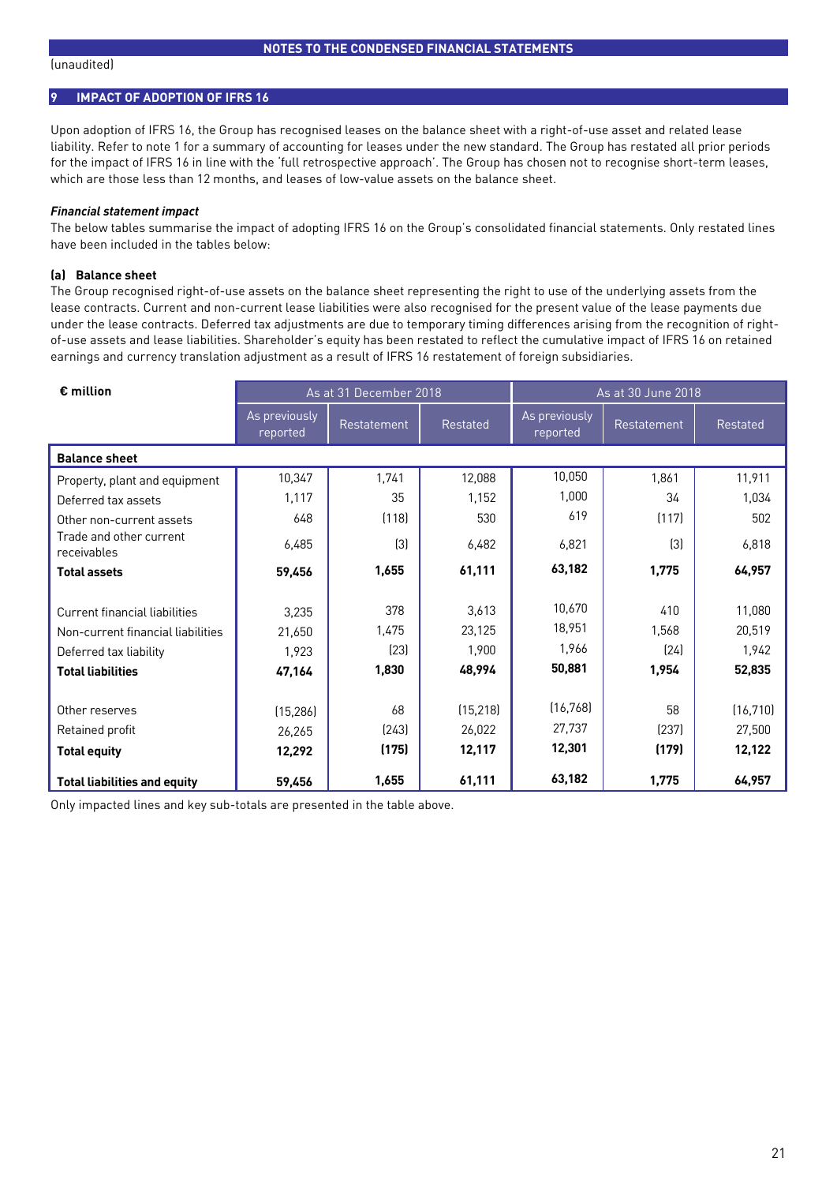(unaudited)

## 9 IMPACT OF ADOPTION OF IFRS 16

Upon adoption of IFRS 16, the Group has recognised leases on the balance sheet with a right-of-use asset and related lease liability. Refer to note 1 for a summary of accounting for leases under the new standard. The Group has restated all prior periods for the impact of IFRS 16 in line with the 'full retrospective approach'. The Group has chosen not to recognise short-term leases, which are those less than 12 months, and leases of low-value assets on the balance sheet.

***Financial statement impact***

The below tables summarise the impact of adopting IFRS 16 on the Group's consolidated financial statements. Only restated lines have been included in the tables below:

**(a) Balance sheet**

The Group recognised right-of-use assets on the balance sheet representing the right to use of the underlying assets from the lease contracts. Current and non-current lease liabilities were also recognised for the present value of the lease payments due under the lease contracts. Deferred tax adjustments are due to temporary timing differences arising from the recognition of right-of-use assets and lease liabilities. Shareholder's equity has been restated to reflect the cumulative impact of IFRS 16 on retained earnings and currency translation adjustment as a result of IFRS 16 restatement of foreign subsidiaries.

| **€ million** | As at 31 December 2018 | | | As at 30 June 2018 | | |
|---|---|---|---|---|---|---|
| | As previously reported | Restatement | Restated | As previously reported | Restatement | Restated |
| **Balance sheet** | | | | | | |
| Property, plant and equipment | 10,347 | 1,741 | 12,088 | 10,050 | 1,861 | 11,911 |
| Deferred tax assets | 1,117 | 35 | 1,152 | 1,000 | 34 | 1,034 |
| Other non-current assets | 648 | (118) | 530 | 619 | (117) | 502 |
| Trade and other current receivables | 6,485 | (3) | 6,482 | 6,821 | (3) | 6,818 |
| **Total assets** | **59,456** | **1,655** | **61,111** | **63,182** | **1,775** | **64,957** |
| | | | | | | |
| Current financial liabilities | 3,235 | 378 | 3,613 | 10,670 | 410 | 11,080 |
| Non-current financial liabilities | 21,650 | 1,475 | 23,125 | 18,951 | 1,568 | 20,519 |
| Deferred tax liability | 1,923 | (23) | 1,900 | 1,966 | (24) | 1,942 |
| **Total liabilities** | **47,164** | **1,830** | **48,994** | **50,881** | **1,954** | **52,835** |
| | | | | | | |
| Other reserves | (15,286) | 68 | (15,218) | (16,768) | 58 | (16,710) |
| Retained profit | 26,265 | (243) | 26,022 | 27,737 | (237) | 27,500 |
| **Total equity** | **12,292** | **(175)** | **12,117** | **12,301** | **(179)** | **12,122** |
| **Total liabilities and equity** | **59,456** | **1,655** | **61,111** | **63,182** | **1,775** | **64,957** |

Only impacted lines and key sub-totals are presented in the table above.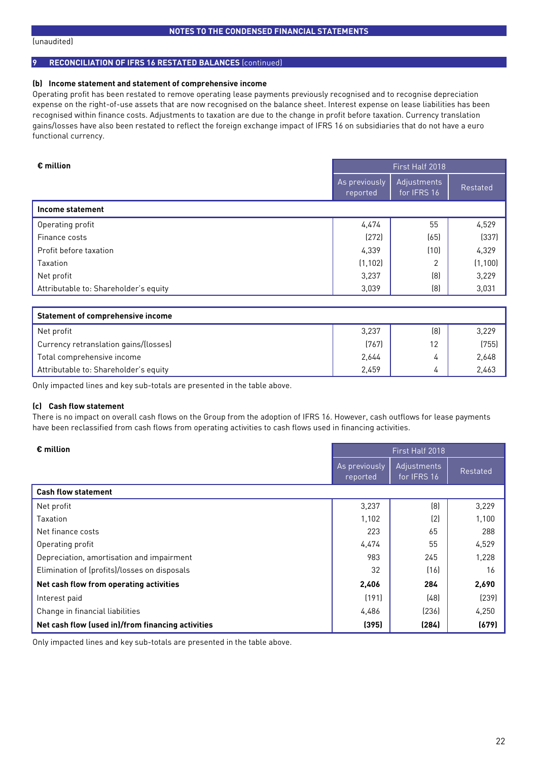NOTES TO THE CONDENSED FINANCIAL STATEMENTS

(unaudited)

## 9 RECONCILIATION OF IFRS 16 RESTATED BALANCES (continued)

### (b) Income statement and statement of comprehensive income

Operating profit has been restated to remove operating lease payments previously recognised and to recognise depreciation expense on the right-of-use assets that are now recognised on the balance sheet. Interest expense on lease liabilities has been recognised within finance costs. Adjustments to taxation are due to the change in profit before taxation. Currency translation gains/losses have also been restated to reflect the foreign exchange impact of IFRS 16 on subsidiaries that do not have a euro functional currency.

| € million | First Half 2018 | | |
|---|---|---|---|
| | As previously reported | Adjustments for IFRS 16 | Restated |
| **Income statement** | | | |
| Operating profit | 4,474 | 55 | 4,529 |
| Finance costs | (272) | (65) | (337) |
| Profit before taxation | 4,339 | (10) | 4,329 |
| Taxation | (1,102) | 2 | (1,100) |
| Net profit | 3,237 | (8) | 3,229 |
| Attributable to: Shareholder's equity | 3,039 | (8) | 3,031 |
| **Statement of comprehensive income** | | | |
| Net profit | 3,237 | (8) | 3,229 |
| Currency retranslation gains/(losses) | (767) | 12 | (755) |
| Total comprehensive income | 2,644 | 4 | 2,648 |
| Attributable to: Shareholder's equity | 2,459 | 4 | 2,463 |

Only impacted lines and key sub-totals are presented in the table above.

### (c) Cash flow statement

There is no impact on overall cash flows on the Group from the adoption of IFRS 16. However, cash outflows for lease payments have been reclassified from cash flows from operating activities to cash flows used in financing activities.

| € million | First Half 2018 | | |
|---|---|---|---|
| | As previously reported | Adjustments for IFRS 16 | Restated |
| **Cash flow statement** | | | |
| Net profit | 3,237 | (8) | 3,229 |
| Taxation | 1,102 | (2) | 1,100 |
| Net finance costs | 223 | 65 | 288 |
| Operating profit | 4,474 | 55 | 4,529 |
| Depreciation, amortisation and impairment | 983 | 245 | 1,228 |
| Elimination of (profits)/losses on disposals | 32 | (16) | 16 |
| **Net cash flow from operating activities** | **2,406** | **284** | **2,690** |
| Interest paid | (191) | (48) | (239) |
| Change in financial liabilities | 4,486 | (236) | 4,250 |
| **Net cash flow (used in)/from financing activities** | **(395)** | **(284)** | **(679)** |

Only impacted lines and key sub-totals are presented in the table above.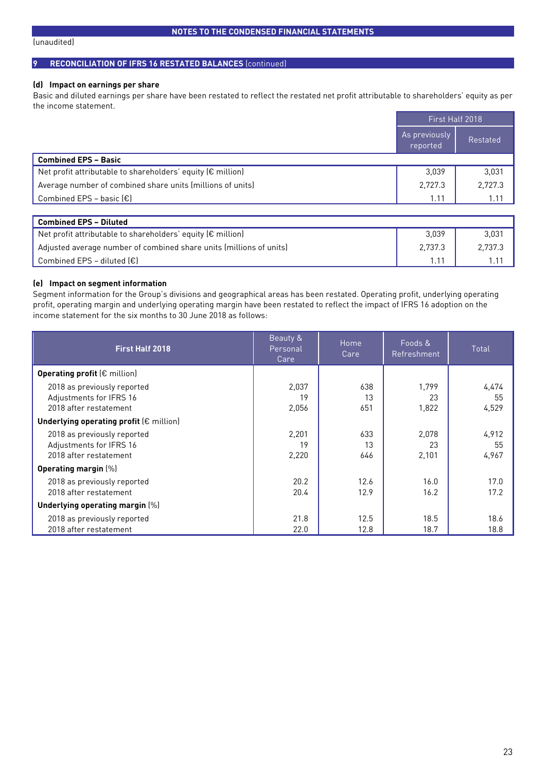(unaudited)

## 9 RECONCILIATION OF IFRS 16 RESTATED BALANCES (continued)

### (d) Impact on earnings per share

Basic and diluted earnings per share have been restated to reflect the restated net profit attributable to shareholders' equity as per the income statement.

| | First Half 2018 | |
|---|---|---|
| | As previously reported | Restated |
| **Combined EPS – Basic** | | |
| Net profit attributable to shareholders' equity (€ million) | 3,039 | 3,031 |
| Average number of combined share units (millions of units) | 2,727.3 | 2,727.3 |
| Combined EPS – basic (€) | 1.11 | 1.11 |

| | | |
|---|---|---|
| **Combined EPS – Diluted** | | |
| Net profit attributable to shareholders' equity (€ million) | 3,039 | 3,031 |
| Adjusted average number of combined share units (millions of units) | 2,737.3 | 2,737.3 |
| Combined EPS – diluted (€) | 1.11 | 1.11 |

### (e) Impact on segment information

Segment information for the Group's divisions and geographical areas has been restated. Operating profit, underlying operating profit, operating margin and underlying operating margin have been restated to reflect the impact of IFRS 16 adoption on the income statement for the six months to 30 June 2018 as follows:

| First Half 2018 | Beauty & Personal Care | Home Care | Foods & Refreshment | Total |
|---|---|---|---|---|
| **Operating profit** (€ million) | | | | |
| 2018 as previously reported | 2,037 | 638 | 1,799 | 4,474 |
| Adjustments for IFRS 16 | 19 | 13 | 23 | 55 |
| 2018 after restatement | 2,056 | 651 | 1,822 | 4,529 |
| **Underlying operating profit** (€ million) | | | | |
| 2018 as previously reported | 2,201 | 633 | 2,078 | 4,912 |
| Adjustments for IFRS 16 | 19 | 13 | 23 | 55 |
| 2018 after restatement | 2,220 | 646 | 2,101 | 4,967 |
| **Operating margin** (%) | | | | |
| 2018 as previously reported | 20.2 | 12.6 | 16.0 | 17.0 |
| 2018 after restatement | 20.4 | 12.9 | 16.2 | 17.2 |
| **Underlying operating margin** (%) | | | | |
| 2018 as previously reported | 21.8 | 12.5 | 18.5 | 18.6 |
| 2018 after restatement | 22.0 | 12.8 | 18.7 | 18.8 |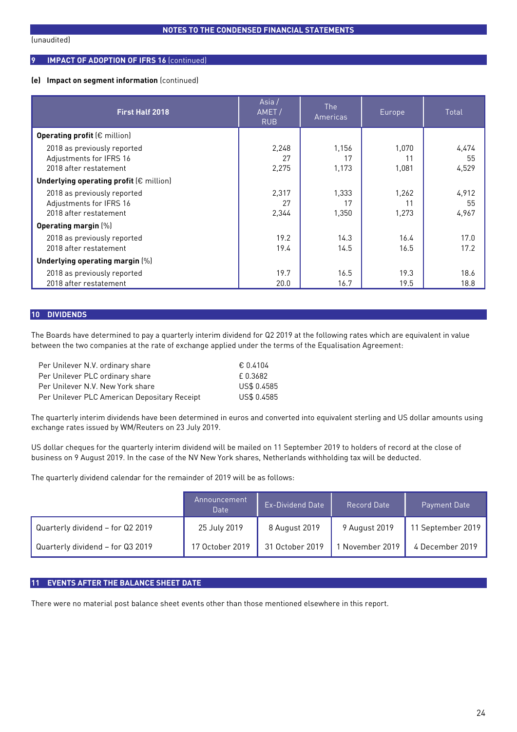(unaudited)

## 9 IMPACT OF ADOPTION OF IFRS 16 (continued)

### (e) Impact on segment information (continued)

| First Half 2018 | Asia / AMET / RUB | The Americas | Europe | Total |
|---|---|---|---|---|
| **Operating profit** (€ million) | | | | |
| 2018 as previously reported | 2,248 | 1,156 | 1,070 | 4,474 |
| Adjustments for IFRS 16 | 27 | 17 | 11 | 55 |
| 2018 after restatement | 2,275 | 1,173 | 1,081 | 4,529 |
| **Underlying operating profit** (€ million) | | | | |
| 2018 as previously reported | 2,317 | 1,333 | 1,262 | 4,912 |
| Adjustments for IFRS 16 | 27 | 17 | 11 | 55 |
| 2018 after restatement | 2,344 | 1,350 | 1,273 | 4,967 |
| **Operating margin** (%) | | | | |
| 2018 as previously reported | 19.2 | 14.3 | 16.4 | 17.0 |
| 2018 after restatement | 19.4 | 14.5 | 16.5 | 17.2 |
| **Underlying operating margin** (%) | | | | |
| 2018 as previously reported | 19.7 | 16.5 | 19.3 | 18.6 |
| 2018 after restatement | 20.0 | 16.7 | 19.5 | 18.8 |

## 10 DIVIDENDS

The Boards have determined to pay a quarterly interim dividend for Q2 2019 at the following rates which are equivalent in value between the two companies at the rate of exchange applied under the terms of the Equalisation Agreement:

| | |
|---|---|
| Per Unilever N.V. ordinary share | € 0.4104 |
| Per Unilever PLC ordinary share | £ 0.3682 |
| Per Unilever N.V. New York share | US$ 0.4585 |
| Per Unilever PLC American Depositary Receipt | US$ 0.4585 |

The quarterly interim dividends have been determined in euros and converted into equivalent sterling and US dollar amounts using exchange rates issued by WM/Reuters on 23 July 2019.

US dollar cheques for the quarterly interim dividend will be mailed on 11 September 2019 to holders of record at the close of business on 9 August 2019. In the case of the NV New York shares, Netherlands withholding tax will be deducted.

The quarterly dividend calendar for the remainder of 2019 will be as follows:

| | Announcement Date | Ex-Dividend Date | Record Date | Payment Date |
|---|---|---|---|---|
| Quarterly dividend – for Q2 2019 | 25 July 2019 | 8 August 2019 | 9 August 2019 | 11 September 2019 |
| Quarterly dividend – for Q3 2019 | 17 October 2019 | 31 October 2019 | 1 November 2019 | 4 December 2019 |

## 11 EVENTS AFTER THE BALANCE SHEET DATE

There were no material post balance sheet events other than those mentioned elsewhere in this report.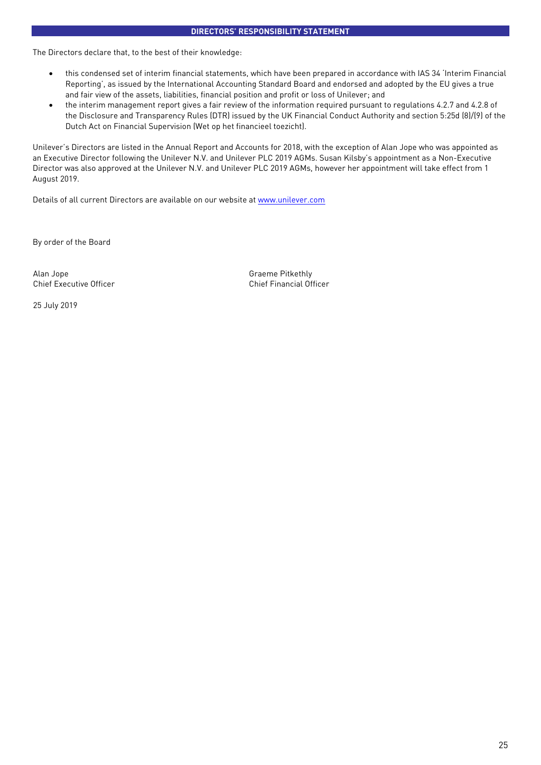## DIRECTORS' RESPONSIBILITY STATEMENT

The Directors declare that, to the best of their knowledge:

- this condensed set of interim financial statements, which have been prepared in accordance with IAS 34 'Interim Financial Reporting', as issued by the International Accounting Standard Board and endorsed and adopted by the EU gives a true and fair view of the assets, liabilities, financial position and profit or loss of Unilever; and
- the interim management report gives a fair review of the information required pursuant to regulations 4.2.7 and 4.2.8 of the Disclosure and Transparency Rules (DTR) issued by the UK Financial Conduct Authority and section 5:25d (8)/(9) of the Dutch Act on Financial Supervision (Wet op het financieel toezicht).

Unilever's Directors are listed in the Annual Report and Accounts for 2018, with the exception of Alan Jope who was appointed as an Executive Director following the Unilever N.V. and Unilever PLC 2019 AGMs. Susan Kilsby's appointment as a Non-Executive Director was also approved at the Unilever N.V. and Unilever PLC 2019 AGMs, however her appointment will take effect from 1 August 2019.

Details of all current Directors are available on our website at www.unilever.com

By order of the Board

Alan Jope
Chief Executive Officer

Graeme Pitkethly
Chief Financial Officer

25 July 2019